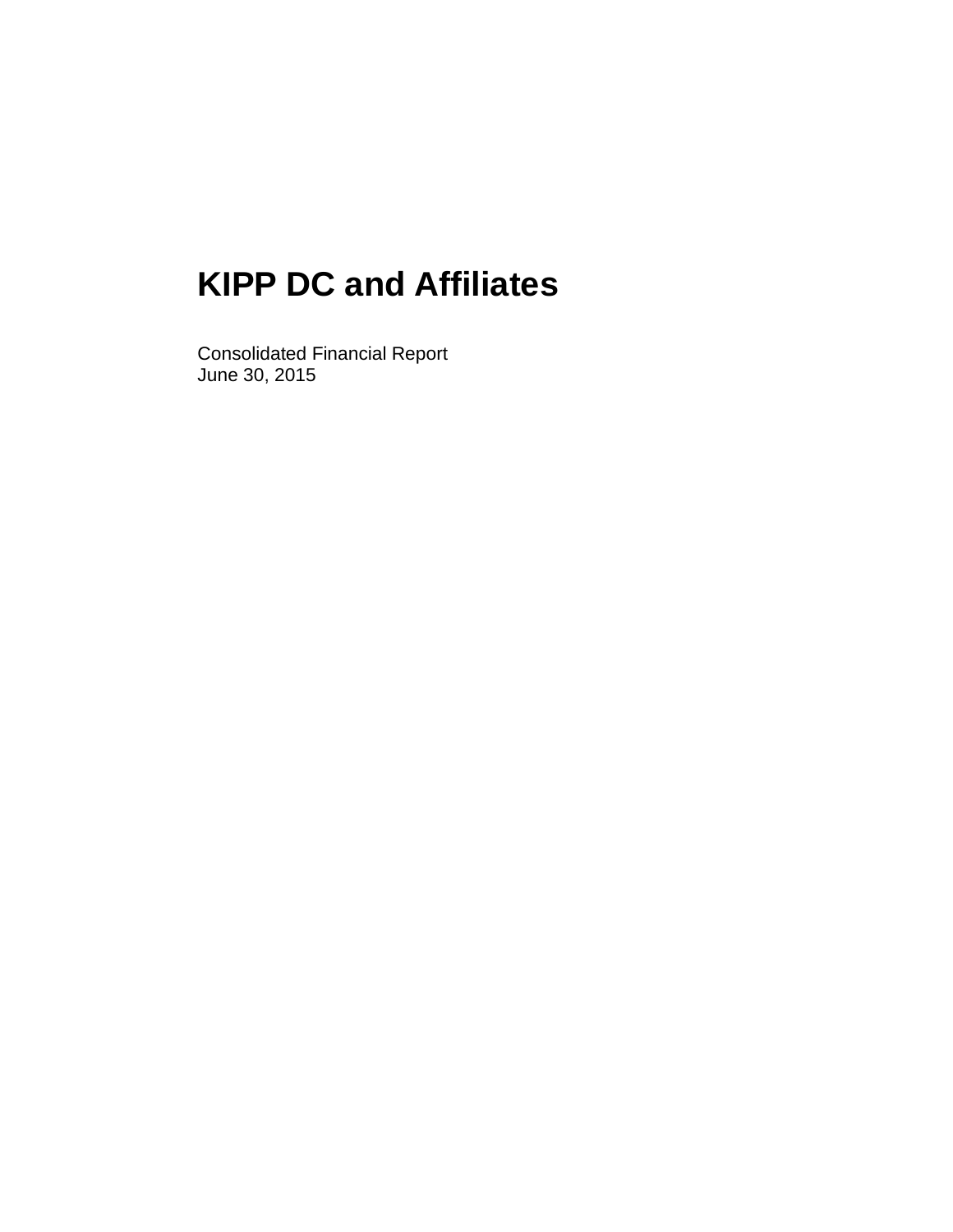# KIPP DC and Affiliates

Consolidated Financial Report
June 30, 2015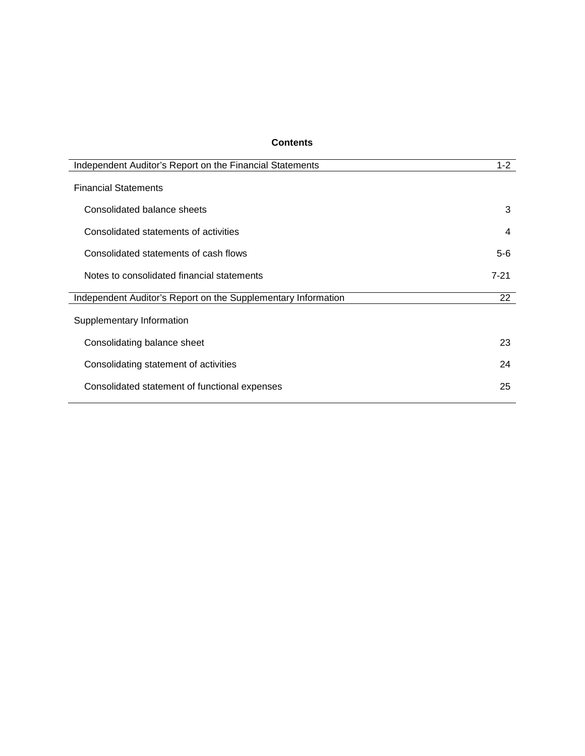## Contents

| | |
|---|---|
| Independent Auditor's Report on the Financial Statements | 1-2 |
| **Financial Statements** | |
| Consolidated balance sheets | 3 |
| Consolidated statements of activities | 4 |
| Consolidated statements of cash flows | 5-6 |
| Notes to consolidated financial statements | 7-21 |
| Independent Auditor's Report on the Supplementary Information | 22 |
| **Supplementary Information** | |
| Consolidating balance sheet | 23 |
| Consolidating statement of activities | 24 |
| Consolidated statement of functional expenses | 25 |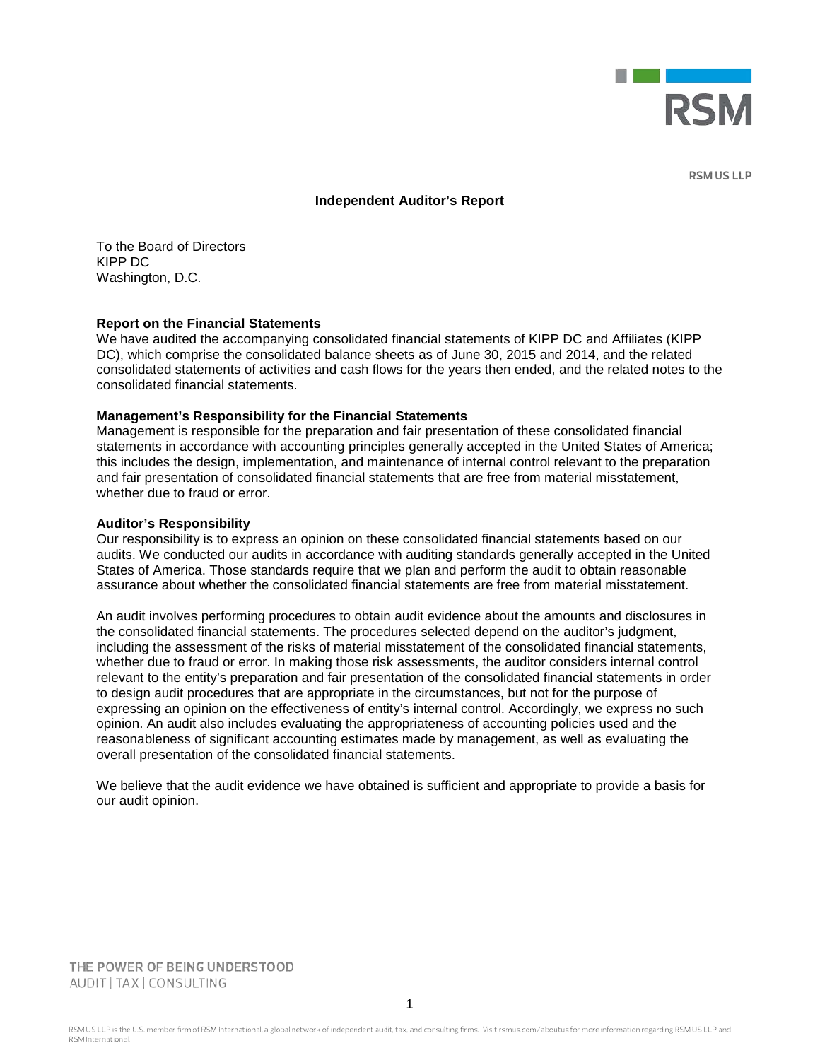RSM US LLP

**Independent Auditor's Report**

To the Board of Directors
KIPP DC
Washington, D.C.

**Report on the Financial Statements**

We have audited the accompanying consolidated financial statements of KIPP DC and Affiliates (KIPP DC), which comprise the consolidated balance sheets as of June 30, 2015 and 2014, and the related consolidated statements of activities and cash flows for the years then ended, and the related notes to the consolidated financial statements.

**Management's Responsibility for the Financial Statements**

Management is responsible for the preparation and fair presentation of these consolidated financial statements in accordance with accounting principles generally accepted in the United States of America; this includes the design, implementation, and maintenance of internal control relevant to the preparation and fair presentation of consolidated financial statements that are free from material misstatement, whether due to fraud or error.

**Auditor's Responsibility**

Our responsibility is to express an opinion on these consolidated financial statements based on our audits. We conducted our audits in accordance with auditing standards generally accepted in the United States of America. Those standards require that we plan and perform the audit to obtain reasonable assurance about whether the consolidated financial statements are free from material misstatement.

An audit involves performing procedures to obtain audit evidence about the amounts and disclosures in the consolidated financial statements. The procedures selected depend on the auditor's judgment, including the assessment of the risks of material misstatement of the consolidated financial statements, whether due to fraud or error. In making those risk assessments, the auditor considers internal control relevant to the entity's preparation and fair presentation of the consolidated financial statements in order to design audit procedures that are appropriate in the circumstances, but not for the purpose of expressing an opinion on the effectiveness of entity's internal control. Accordingly, we express no such opinion. An audit also includes evaluating the appropriateness of accounting policies used and the reasonableness of significant accounting estimates made by management, as well as evaluating the overall presentation of the consolidated financial statements.

We believe that the audit evidence we have obtained is sufficient and appropriate to provide a basis for our audit opinion.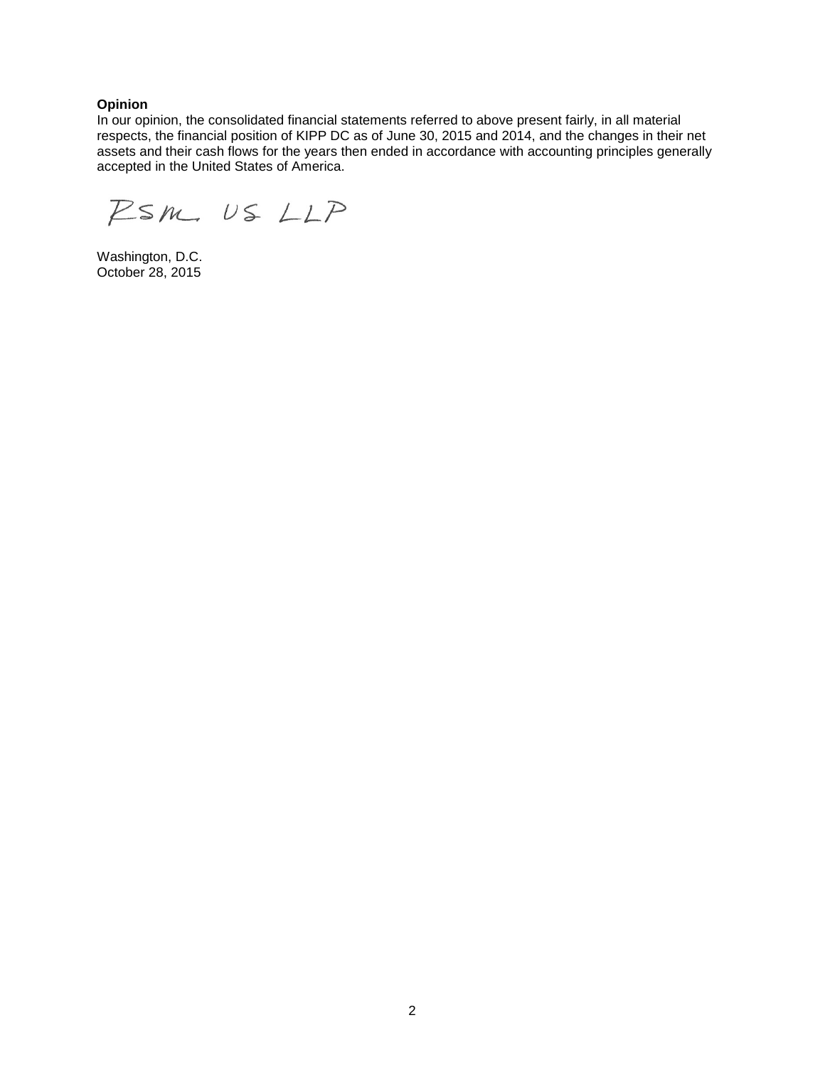**Opinion**
In our opinion, the consolidated financial statements referred to above present fairly, in all material respects, the financial position of KIPP DC as of June 30, 2015 and 2014, and the changes in their net assets and their cash flows for the years then ended in accordance with accounting principles generally accepted in the United States of America.

RSM US LLP

Washington, D.C.
October 28, 2015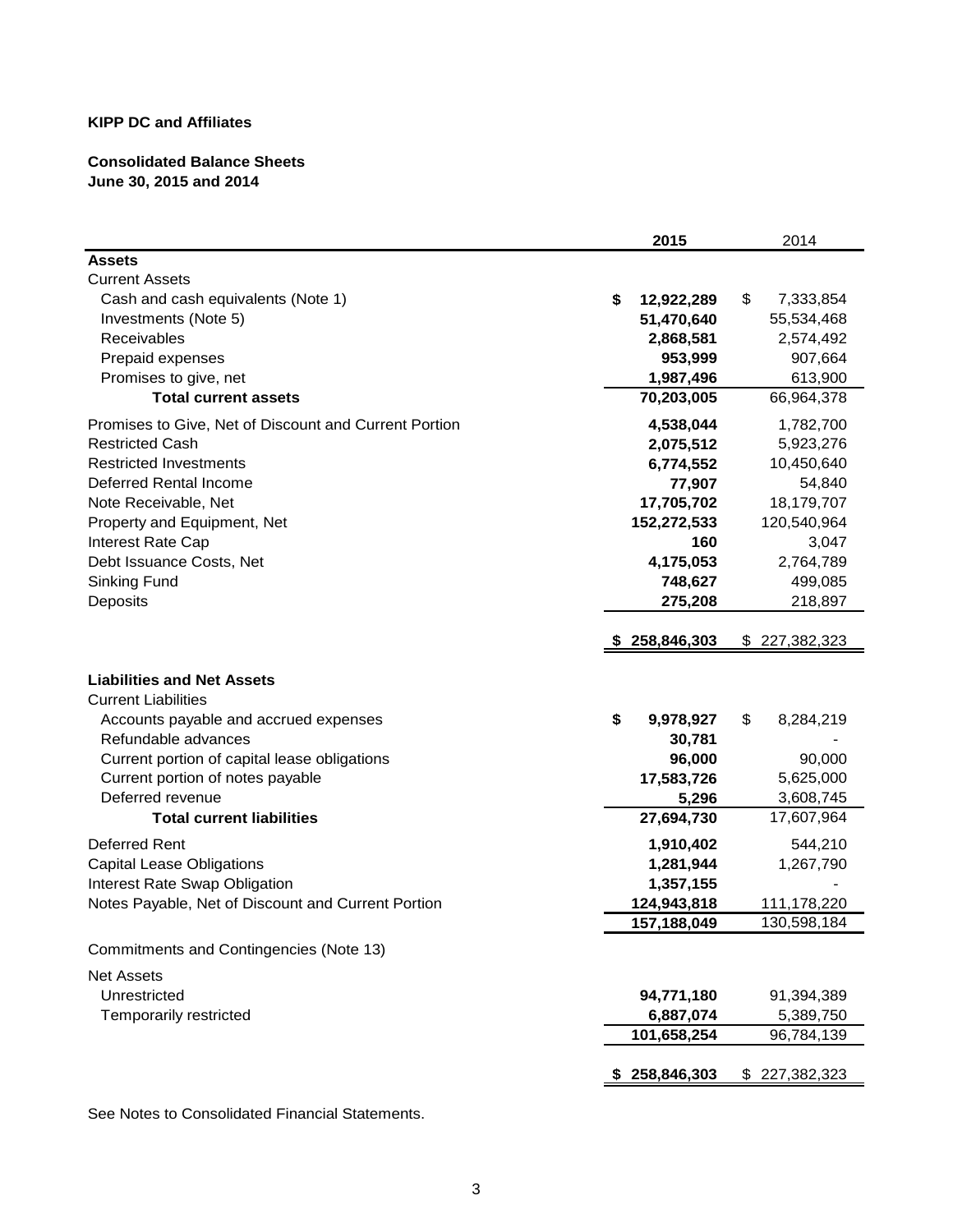**KIPP DC and Affiliates**

**Consolidated Balance Sheets**
**June 30, 2015 and 2014**

| | **2015** | 2014 |
|---|---|---|
| **Assets** | | |
| Current Assets | | |
| Cash and cash equivalents (Note 1) | **$ 12,922,289** | $ 7,333,854 |
| Investments (Note 5) | **51,470,640** | 55,534,468 |
| Receivables | **2,868,581** | 2,574,492 |
| Prepaid expenses | **953,999** | 907,664 |
| Promises to give, net | **1,987,496** | 613,900 |
| **Total current assets** | **70,203,005** | 66,964,378 |
| Promises to Give, Net of Discount and Current Portion | **4,538,044** | 1,782,700 |
| Restricted Cash | **2,075,512** | 5,923,276 |
| Restricted Investments | **6,774,552** | 10,450,640 |
| Deferred Rental Income | **77,907** | 54,840 |
| Note Receivable, Net | **17,705,702** | 18,179,707 |
| Property and Equipment, Net | **152,272,533** | 120,540,964 |
| Interest Rate Cap | **160** | 3,047 |
| Debt Issuance Costs, Net | **4,175,053** | 2,764,789 |
| Sinking Fund | **748,627** | 499,085 |
| Deposits | **275,208** | 218,897 |
| | **$ 258,846,303** | $ 227,382,323 |
| **Liabilities and Net Assets** | | |
| Current Liabilities | | |
| Accounts payable and accrued expenses | **$ 9,978,927** | $ 8,284,219 |
| Refundable advances | **30,781** | - |
| Current portion of capital lease obligations | **96,000** | 90,000 |
| Current portion of notes payable | **17,583,726** | 5,625,000 |
| Deferred revenue | **5,296** | 3,608,745 |
| **Total current liabilities** | **27,694,730** | 17,607,964 |
| Deferred Rent | **1,910,402** | 544,210 |
| Capital Lease Obligations | **1,281,944** | 1,267,790 |
| Interest Rate Swap Obligation | **1,357,155** | - |
| Notes Payable, Net of Discount and Current Portion | **124,943,818** | 111,178,220 |
| | **157,188,049** | 130,598,184 |
| Commitments and Contingencies (Note 13) | | |
| Net Assets | | |
| Unrestricted | **94,771,180** | 91,394,389 |
| Temporarily restricted | **6,887,074** | 5,389,750 |
| | **101,658,254** | 96,784,139 |
| | **$ 258,846,303** | $ 227,382,323 |

See Notes to Consolidated Financial Statements.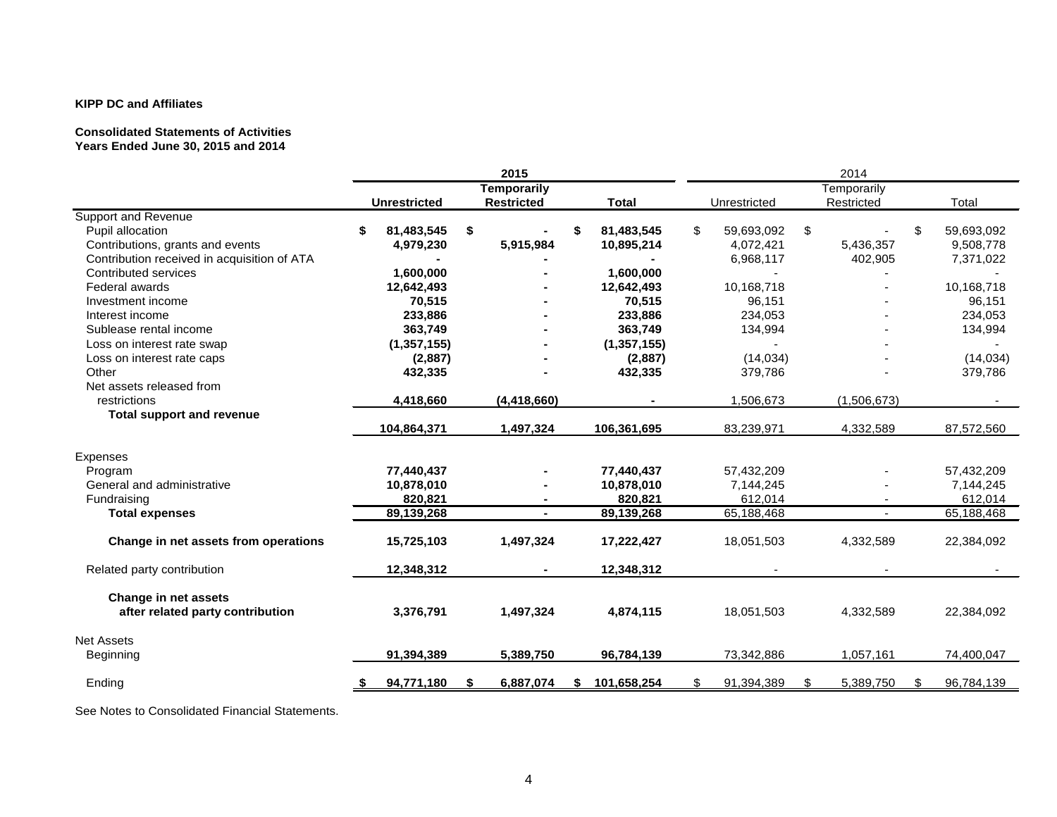**KIPP DC and Affiliates**

**Consolidated Statements of Activities**
**Years Ended June 30, 2015 and 2014**

| | 2015 | | | 2014 | | |
|---|---|---|---|---|---|---|
| | **Unrestricted** | **Temporarily Restricted** | **Total** | Unrestricted | Temporarily Restricted | Total |
| Support and Revenue | | | | | | |
| Pupil allocation | **$ 81,483,545** | **$ -** | **$ 81,483,545** | $ 59,693,092 | $ - | $ 59,693,092 |
| Contributions, grants and events | **4,979,230** | **5,915,984** | **10,895,214** | 4,072,421 | 5,436,357 | 9,508,778 |
| Contribution received in acquisition of ATA | **-** | **-** | **-** | 6,968,117 | 402,905 | 7,371,022 |
| Contributed services | **1,600,000** | **-** | **1,600,000** | - | - | - |
| Federal awards | **12,642,493** | **-** | **12,642,493** | 10,168,718 | - | 10,168,718 |
| Investment income | **70,515** | **-** | **70,515** | 96,151 | - | 96,151 |
| Interest income | **233,886** | **-** | **233,886** | 234,053 | - | 234,053 |
| Sublease rental income | **363,749** | **-** | **363,749** | 134,994 | - | 134,994 |
| Loss on interest rate swap | **(1,357,155)** | **-** | **(1,357,155)** | - | - | - |
| Loss on interest rate caps | **(2,887)** | **-** | **(2,887)** | (14,034) | - | (14,034) |
| Other | **432,335** | **-** | **432,335** | 379,786 | - | 379,786 |
| Net assets released from restrictions | **4,418,660** | **(4,418,660)** | **-** | 1,506,673 | (1,506,673) | - |
| **Total support and revenue** | **104,864,371** | **1,497,324** | **106,361,695** | 83,239,971 | 4,332,589 | 87,572,560 |
| Expenses | | | | | | |
| Program | **77,440,437** | **-** | **77,440,437** | 57,432,209 | - | 57,432,209 |
| General and administrative | **10,878,010** | **-** | **10,878,010** | 7,144,245 | - | 7,144,245 |
| Fundraising | **820,821** | **-** | **820,821** | 612,014 | - | 612,014 |
| **Total expenses** | **89,139,268** | **-** | **89,139,268** | 65,188,468 | - | 65,188,468 |
| **Change in net assets from operations** | **15,725,103** | **1,497,324** | **17,222,427** | 18,051,503 | 4,332,589 | 22,384,092 |
| Related party contribution | **12,348,312** | **-** | **12,348,312** | - | - | - |
| **Change in net assets after related party contribution** | **3,376,791** | **1,497,324** | **4,874,115** | 18,051,503 | 4,332,589 | 22,384,092 |
| Net Assets | | | | | | |
| Beginning | **91,394,389** | **5,389,750** | **96,784,139** | 73,342,886 | 1,057,161 | 74,400,047 |
| Ending | **$ 94,771,180** | **$ 6,887,074** | **$ 101,658,254** | $ 91,394,389 | $ 5,389,750 | $ 96,784,139 |

See Notes to Consolidated Financial Statements.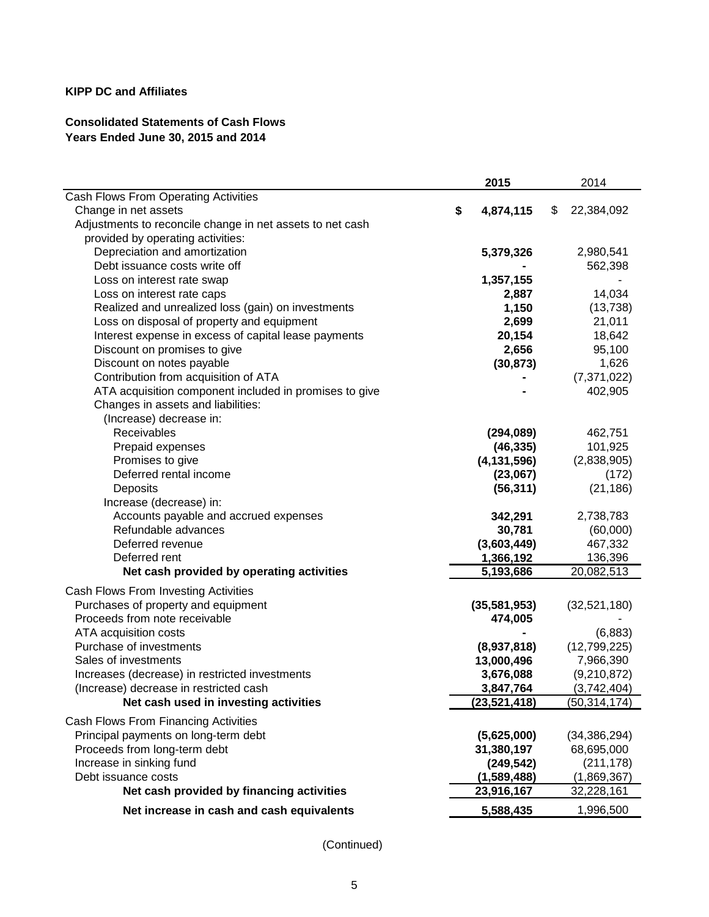**KIPP DC and Affiliates**

**Consolidated Statements of Cash Flows**
**Years Ended June 30, 2015 and 2014**

| | 2015 | 2014 |
|---|---|---|
| Cash Flows From Operating Activities | | |
| Change in net assets | **$ 4,874,115** | $ 22,384,092 |
| Adjustments to reconcile change in net assets to net cash provided by operating activities: | | |
| Depreciation and amortization | **5,379,326** | 2,980,541 |
| Debt issuance costs write off | **-** | 562,398 |
| Loss on interest rate swap | **1,357,155** | - |
| Loss on interest rate caps | **2,887** | 14,034 |
| Realized and unrealized loss (gain) on investments | **1,150** | (13,738) |
| Loss on disposal of property and equipment | **2,699** | 21,011 |
| Interest expense in excess of capital lease payments | **20,154** | 18,642 |
| Discount on promises to give | **2,656** | 95,100 |
| Discount on notes payable | **(30,873)** | 1,626 |
| Contribution from acquisition of ATA | **-** | (7,371,022) |
| ATA acquisition component included in promises to give | **-** | 402,905 |
| Changes in assets and liabilities: | | |
| (Increase) decrease in: | | |
| Receivables | **(294,089)** | 462,751 |
| Prepaid expenses | **(46,335)** | 101,925 |
| Promises to give | **(4,131,596)** | (2,838,905) |
| Deferred rental income | **(23,067)** | (172) |
| Deposits | **(56,311)** | (21,186) |
| Increase (decrease) in: | | |
| Accounts payable and accrued expenses | **342,291** | 2,738,783 |
| Refundable advances | **30,781** | (60,000) |
| Deferred revenue | **(3,603,449)** | 467,332 |
| Deferred rent | **1,366,192** | 136,396 |
| **Net cash provided by operating activities** | **5,193,686** | 20,082,513 |
| Cash Flows From Investing Activities | | |
| Purchases of property and equipment | **(35,581,953)** | (32,521,180) |
| Proceeds from note receivable | **474,005** | - |
| ATA acquisition costs | **-** | (6,883) |
| Purchase of investments | **(8,937,818)** | (12,799,225) |
| Sales of investments | **13,000,496** | 7,966,390 |
| Increases (decrease) in restricted investments | **3,676,088** | (9,210,872) |
| (Increase) decrease in restricted cash | **3,847,764** | (3,742,404) |
| **Net cash used in investing activities** | **(23,521,418)** | (50,314,174) |
| Cash Flows From Financing Activities | | |
| Principal payments on long-term debt | **(5,625,000)** | (34,386,294) |
| Proceeds from long-term debt | **31,380,197** | 68,695,000 |
| Increase in sinking fund | **(249,542)** | (211,178) |
| Debt issuance costs | **(1,589,488)** | (1,869,367) |
| **Net cash provided by financing activities** | **23,916,167** | 32,228,161 |
| **Net increase in cash and cash equivalents** | **5,588,435** | 1,996,500 |

(Continued)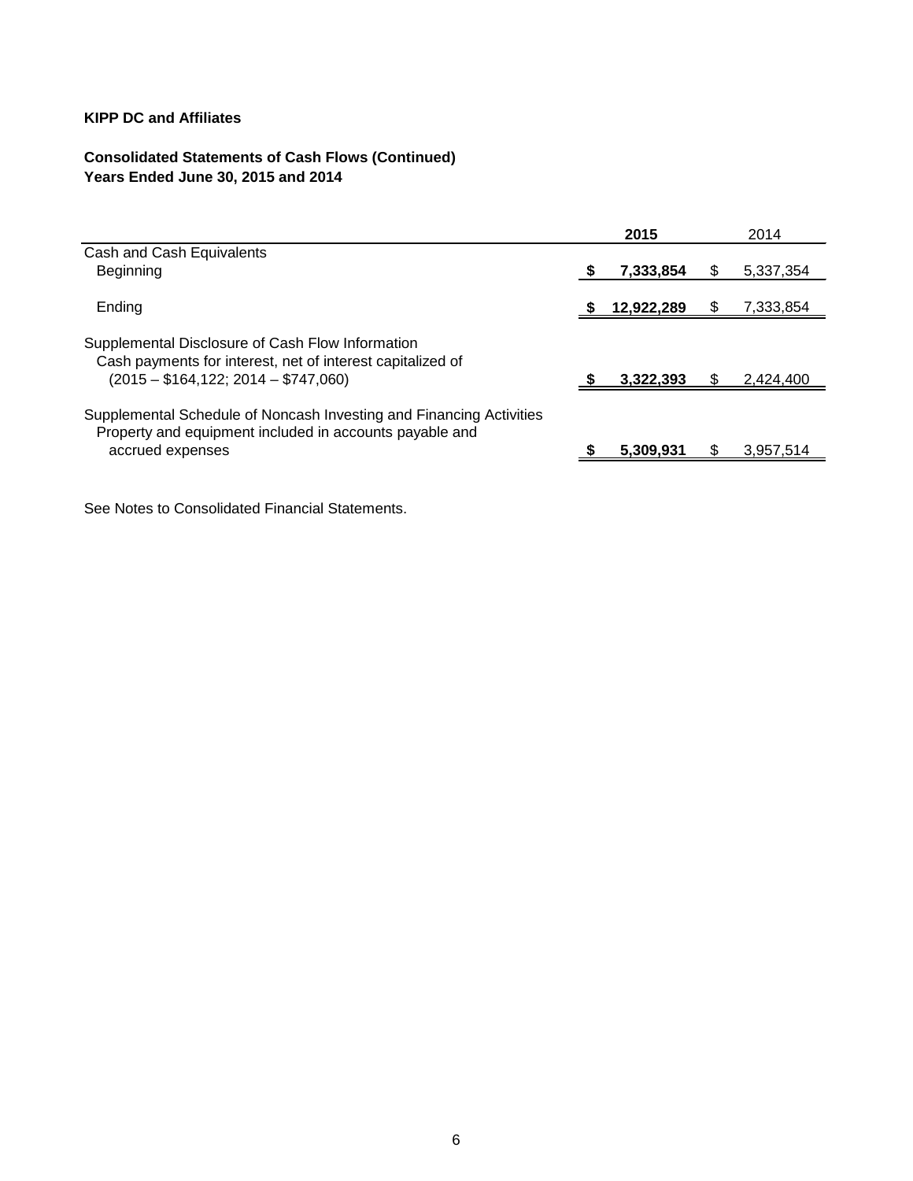**KIPP DC and Affiliates**

**Consolidated Statements of Cash Flows (Continued)**
**Years Ended June 30, 2015 and 2014**

| | **2015** | 2014 |
|---|---|---|
| Cash and Cash Equivalents | | |
| Beginning | **$ 7,333,854** | $ 5,337,354 |
| Ending | **$ 12,922,289** | $ 7,333,854 |
| Supplemental Disclosure of Cash Flow Information | | |
| Cash payments for interest, net of interest capitalized of (2015 – $164,122; 2014 – $747,060) | **$ 3,322,393** | $ 2,424,400 |
| Supplemental Schedule of Noncash Investing and Financing Activities | | |
| Property and equipment included in accounts payable and accrued expenses | **$ 5,309,931** | $ 3,957,514 |

See Notes to Consolidated Financial Statements.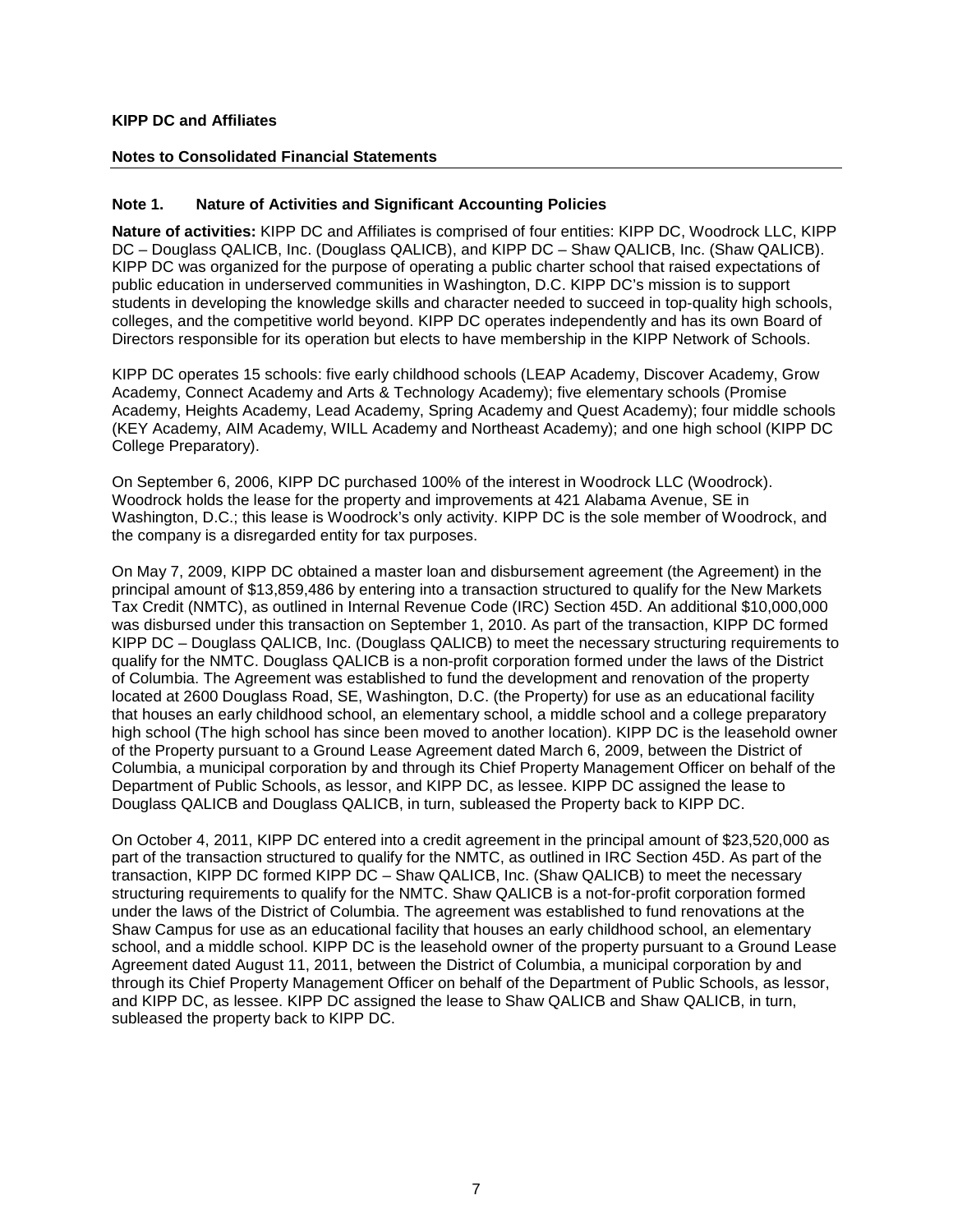**KIPP DC and Affiliates**

**Notes to Consolidated Financial Statements**

## Note 1. Nature of Activities and Significant Accounting Policies

**Nature of activities:** KIPP DC and Affiliates is comprised of four entities: KIPP DC, Woodrock LLC, KIPP DC – Douglass QALICB, Inc. (Douglass QALICB), and KIPP DC – Shaw QALICB, Inc. (Shaw QALICB). KIPP DC was organized for the purpose of operating a public charter school that raised expectations of public education in underserved communities in Washington, D.C. KIPP DC's mission is to support students in developing the knowledge skills and character needed to succeed in top-quality high schools, colleges, and the competitive world beyond. KIPP DC operates independently and has its own Board of Directors responsible for its operation but elects to have membership in the KIPP Network of Schools.

KIPP DC operates 15 schools: five early childhood schools (LEAP Academy, Discover Academy, Grow Academy, Connect Academy and Arts & Technology Academy); five elementary schools (Promise Academy, Heights Academy, Lead Academy, Spring Academy and Quest Academy); four middle schools (KEY Academy, AIM Academy, WILL Academy and Northeast Academy); and one high school (KIPP DC College Preparatory).

On September 6, 2006, KIPP DC purchased 100% of the interest in Woodrock LLC (Woodrock). Woodrock holds the lease for the property and improvements at 421 Alabama Avenue, SE in Washington, D.C.; this lease is Woodrock's only activity. KIPP DC is the sole member of Woodrock, and the company is a disregarded entity for tax purposes.

On May 7, 2009, KIPP DC obtained a master loan and disbursement agreement (the Agreement) in the principal amount of $13,859,486 by entering into a transaction structured to qualify for the New Markets Tax Credit (NMTC), as outlined in Internal Revenue Code (IRC) Section 45D. An additional $10,000,000 was disbursed under this transaction on September 1, 2010. As part of the transaction, KIPP DC formed KIPP DC – Douglass QALICB, Inc. (Douglass QALICB) to meet the necessary structuring requirements to qualify for the NMTC. Douglass QALICB is a non-profit corporation formed under the laws of the District of Columbia. The Agreement was established to fund the development and renovation of the property located at 2600 Douglass Road, SE, Washington, D.C. (the Property) for use as an educational facility that houses an early childhood school, an elementary school, a middle school and a college preparatory high school (The high school has since been moved to another location). KIPP DC is the leasehold owner of the Property pursuant to a Ground Lease Agreement dated March 6, 2009, between the District of Columbia, a municipal corporation by and through its Chief Property Management Officer on behalf of the Department of Public Schools, as lessor, and KIPP DC, as lessee. KIPP DC assigned the lease to Douglass QALICB and Douglass QALICB, in turn, subleased the Property back to KIPP DC.

On October 4, 2011, KIPP DC entered into a credit agreement in the principal amount of $23,520,000 as part of the transaction structured to qualify for the NMTC, as outlined in IRC Section 45D. As part of the transaction, KIPP DC formed KIPP DC – Shaw QALICB, Inc. (Shaw QALICB) to meet the necessary structuring requirements to qualify for the NMTC. Shaw QALICB is a not-for-profit corporation formed under the laws of the District of Columbia. The agreement was established to fund renovations at the Shaw Campus for use as an educational facility that houses an early childhood school, an elementary school, and a middle school. KIPP DC is the leasehold owner of the property pursuant to a Ground Lease Agreement dated August 11, 2011, between the District of Columbia, a municipal corporation by and through its Chief Property Management Officer on behalf of the Department of Public Schools, as lessor, and KIPP DC, as lessee. KIPP DC assigned the lease to Shaw QALICB and Shaw QALICB, in turn, subleased the property back to KIPP DC.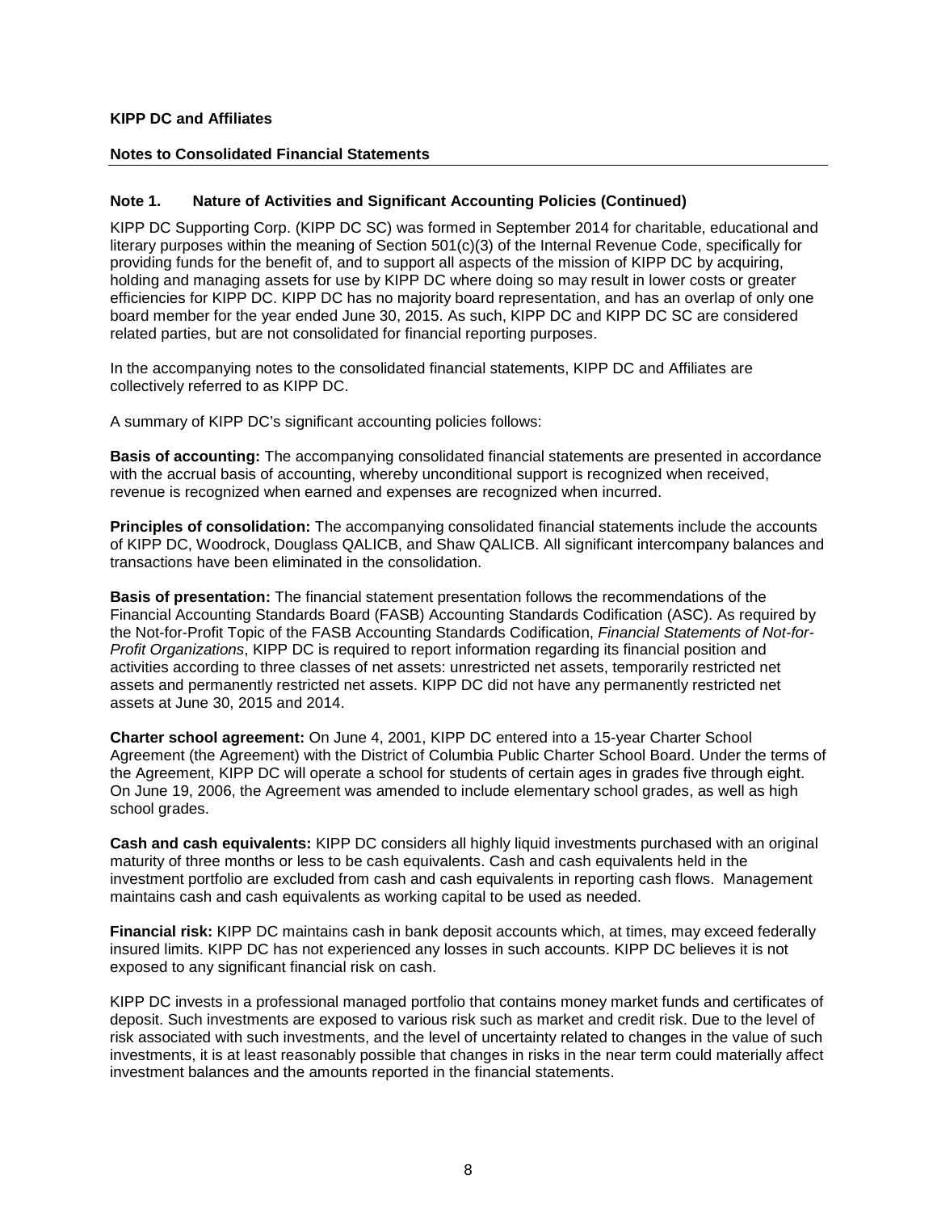**KIPP DC and Affiliates**

**Notes to Consolidated Financial Statements**

## Note 1. Nature of Activities and Significant Accounting Policies (Continued)

KIPP DC Supporting Corp. (KIPP DC SC) was formed in September 2014 for charitable, educational and literary purposes within the meaning of Section 501(c)(3) of the Internal Revenue Code, specifically for providing funds for the benefit of, and to support all aspects of the mission of KIPP DC by acquiring, holding and managing assets for use by KIPP DC where doing so may result in lower costs or greater efficiencies for KIPP DC. KIPP DC has no majority board representation, and has an overlap of only one board member for the year ended June 30, 2015. As such, KIPP DC and KIPP DC SC are considered related parties, but are not consolidated for financial reporting purposes.

In the accompanying notes to the consolidated financial statements, KIPP DC and Affiliates are collectively referred to as KIPP DC.

A summary of KIPP DC's significant accounting policies follows:

**Basis of accounting:** The accompanying consolidated financial statements are presented in accordance with the accrual basis of accounting, whereby unconditional support is recognized when received, revenue is recognized when earned and expenses are recognized when incurred.

**Principles of consolidation:** The accompanying consolidated financial statements include the accounts of KIPP DC, Woodrock, Douglass QALICB, and Shaw QALICB. All significant intercompany balances and transactions have been eliminated in the consolidation.

**Basis of presentation:** The financial statement presentation follows the recommendations of the Financial Accounting Standards Board (FASB) Accounting Standards Codification (ASC). As required by the Not-for-Profit Topic of the FASB Accounting Standards Codification, *Financial Statements of Not-for-Profit Organizations*, KIPP DC is required to report information regarding its financial position and activities according to three classes of net assets: unrestricted net assets, temporarily restricted net assets and permanently restricted net assets. KIPP DC did not have any permanently restricted net assets at June 30, 2015 and 2014.

**Charter school agreement:** On June 4, 2001, KIPP DC entered into a 15-year Charter School Agreement (the Agreement) with the District of Columbia Public Charter School Board. Under the terms of the Agreement, KIPP DC will operate a school for students of certain ages in grades five through eight. On June 19, 2006, the Agreement was amended to include elementary school grades, as well as high school grades.

**Cash and cash equivalents:** KIPP DC considers all highly liquid investments purchased with an original maturity of three months or less to be cash equivalents. Cash and cash equivalents held in the investment portfolio are excluded from cash and cash equivalents in reporting cash flows. Management maintains cash and cash equivalents as working capital to be used as needed.

**Financial risk:** KIPP DC maintains cash in bank deposit accounts which, at times, may exceed federally insured limits. KIPP DC has not experienced any losses in such accounts. KIPP DC believes it is not exposed to any significant financial risk on cash.

KIPP DC invests in a professional managed portfolio that contains money market funds and certificates of deposit. Such investments are exposed to various risk such as market and credit risk. Due to the level of risk associated with such investments, and the level of uncertainty related to changes in the value of such investments, it is at least reasonably possible that changes in risks in the near term could materially affect investment balances and the amounts reported in the financial statements.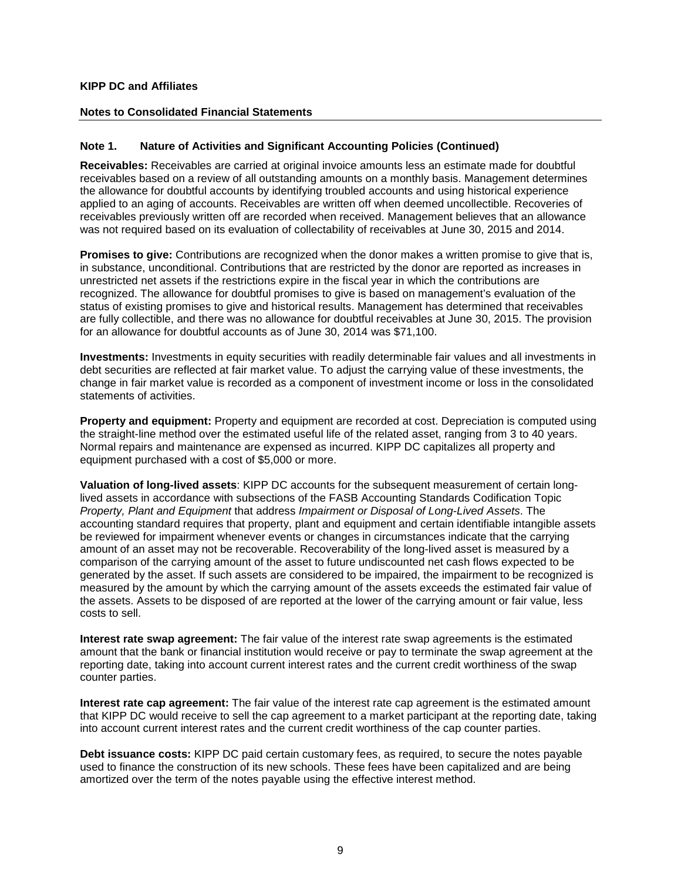**KIPP DC and Affiliates**

**Notes to Consolidated Financial Statements**

## Note 1. Nature of Activities and Significant Accounting Policies (Continued)

**Receivables:** Receivables are carried at original invoice amounts less an estimate made for doubtful receivables based on a review of all outstanding amounts on a monthly basis. Management determines the allowance for doubtful accounts by identifying troubled accounts and using historical experience applied to an aging of accounts. Receivables are written off when deemed uncollectible. Recoveries of receivables previously written off are recorded when received. Management believes that an allowance was not required based on its evaluation of collectability of receivables at June 30, 2015 and 2014.

**Promises to give:** Contributions are recognized when the donor makes a written promise to give that is, in substance, unconditional. Contributions that are restricted by the donor are reported as increases in unrestricted net assets if the restrictions expire in the fiscal year in which the contributions are recognized. The allowance for doubtful promises to give is based on management's evaluation of the status of existing promises to give and historical results. Management has determined that receivables are fully collectible, and there was no allowance for doubtful receivables at June 30, 2015. The provision for an allowance for doubtful accounts as of June 30, 2014 was $71,100.

**Investments:** Investments in equity securities with readily determinable fair values and all investments in debt securities are reflected at fair market value. To adjust the carrying value of these investments, the change in fair market value is recorded as a component of investment income or loss in the consolidated statements of activities.

**Property and equipment:** Property and equipment are recorded at cost. Depreciation is computed using the straight-line method over the estimated useful life of the related asset, ranging from 3 to 40 years. Normal repairs and maintenance are expensed as incurred. KIPP DC capitalizes all property and equipment purchased with a cost of $5,000 or more.

**Valuation of long-lived assets**: KIPP DC accounts for the subsequent measurement of certain long-lived assets in accordance with subsections of the FASB Accounting Standards Codification Topic *Property, Plant and Equipment* that address *Impairment or Disposal of Long-Lived Assets*. The accounting standard requires that property, plant and equipment and certain identifiable intangible assets be reviewed for impairment whenever events or changes in circumstances indicate that the carrying amount of an asset may not be recoverable. Recoverability of the long-lived asset is measured by a comparison of the carrying amount of the asset to future undiscounted net cash flows expected to be generated by the asset. If such assets are considered to be impaired, the impairment to be recognized is measured by the amount by which the carrying amount of the assets exceeds the estimated fair value of the assets. Assets to be disposed of are reported at the lower of the carrying amount or fair value, less costs to sell.

**Interest rate swap agreement:** The fair value of the interest rate swap agreements is the estimated amount that the bank or financial institution would receive or pay to terminate the swap agreement at the reporting date, taking into account current interest rates and the current credit worthiness of the swap counter parties.

**Interest rate cap agreement:** The fair value of the interest rate cap agreement is the estimated amount that KIPP DC would receive to sell the cap agreement to a market participant at the reporting date, taking into account current interest rates and the current credit worthiness of the cap counter parties.

**Debt issuance costs:** KIPP DC paid certain customary fees, as required, to secure the notes payable used to finance the construction of its new schools. These fees have been capitalized and are being amortized over the term of the notes payable using the effective interest method.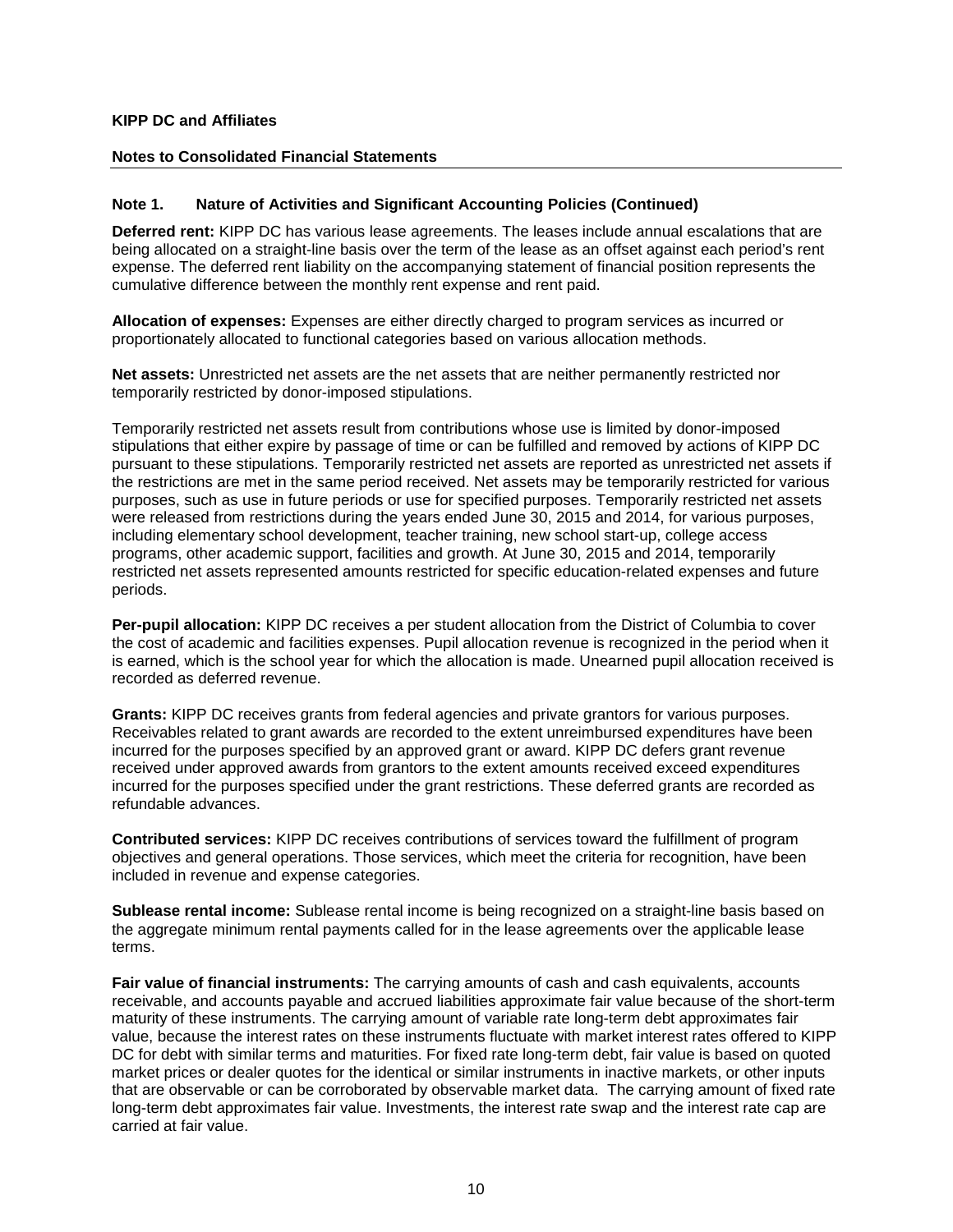**KIPP DC and Affiliates**

**Notes to Consolidated Financial Statements**

## Note 1. Nature of Activities and Significant Accounting Policies (Continued)

**Deferred rent:** KIPP DC has various lease agreements. The leases include annual escalations that are being allocated on a straight-line basis over the term of the lease as an offset against each period's rent expense. The deferred rent liability on the accompanying statement of financial position represents the cumulative difference between the monthly rent expense and rent paid.

**Allocation of expenses:** Expenses are either directly charged to program services as incurred or proportionately allocated to functional categories based on various allocation methods.

**Net assets:** Unrestricted net assets are the net assets that are neither permanently restricted nor temporarily restricted by donor-imposed stipulations.

Temporarily restricted net assets result from contributions whose use is limited by donor-imposed stipulations that either expire by passage of time or can be fulfilled and removed by actions of KIPP DC pursuant to these stipulations. Temporarily restricted net assets are reported as unrestricted net assets if the restrictions are met in the same period received. Net assets may be temporarily restricted for various purposes, such as use in future periods or use for specified purposes. Temporarily restricted net assets were released from restrictions during the years ended June 30, 2015 and 2014, for various purposes, including elementary school development, teacher training, new school start-up, college access programs, other academic support, facilities and growth. At June 30, 2015 and 2014, temporarily restricted net assets represented amounts restricted for specific education-related expenses and future periods.

**Per-pupil allocation:** KIPP DC receives a per student allocation from the District of Columbia to cover the cost of academic and facilities expenses. Pupil allocation revenue is recognized in the period when it is earned, which is the school year for which the allocation is made. Unearned pupil allocation received is recorded as deferred revenue.

**Grants:** KIPP DC receives grants from federal agencies and private grantors for various purposes. Receivables related to grant awards are recorded to the extent unreimbursed expenditures have been incurred for the purposes specified by an approved grant or award. KIPP DC defers grant revenue received under approved awards from grantors to the extent amounts received exceed expenditures incurred for the purposes specified under the grant restrictions. These deferred grants are recorded as refundable advances.

**Contributed services:** KIPP DC receives contributions of services toward the fulfillment of program objectives and general operations. Those services, which meet the criteria for recognition, have been included in revenue and expense categories.

**Sublease rental income:** Sublease rental income is being recognized on a straight-line basis based on the aggregate minimum rental payments called for in the lease agreements over the applicable lease terms.

**Fair value of financial instruments:** The carrying amounts of cash and cash equivalents, accounts receivable, and accounts payable and accrued liabilities approximate fair value because of the short-term maturity of these instruments. The carrying amount of variable rate long-term debt approximates fair value, because the interest rates on these instruments fluctuate with market interest rates offered to KIPP DC for debt with similar terms and maturities. For fixed rate long-term debt, fair value is based on quoted market prices or dealer quotes for the identical or similar instruments in inactive markets, or other inputs that are observable or can be corroborated by observable market data. The carrying amount of fixed rate long-term debt approximates fair value. Investments, the interest rate swap and the interest rate cap are carried at fair value.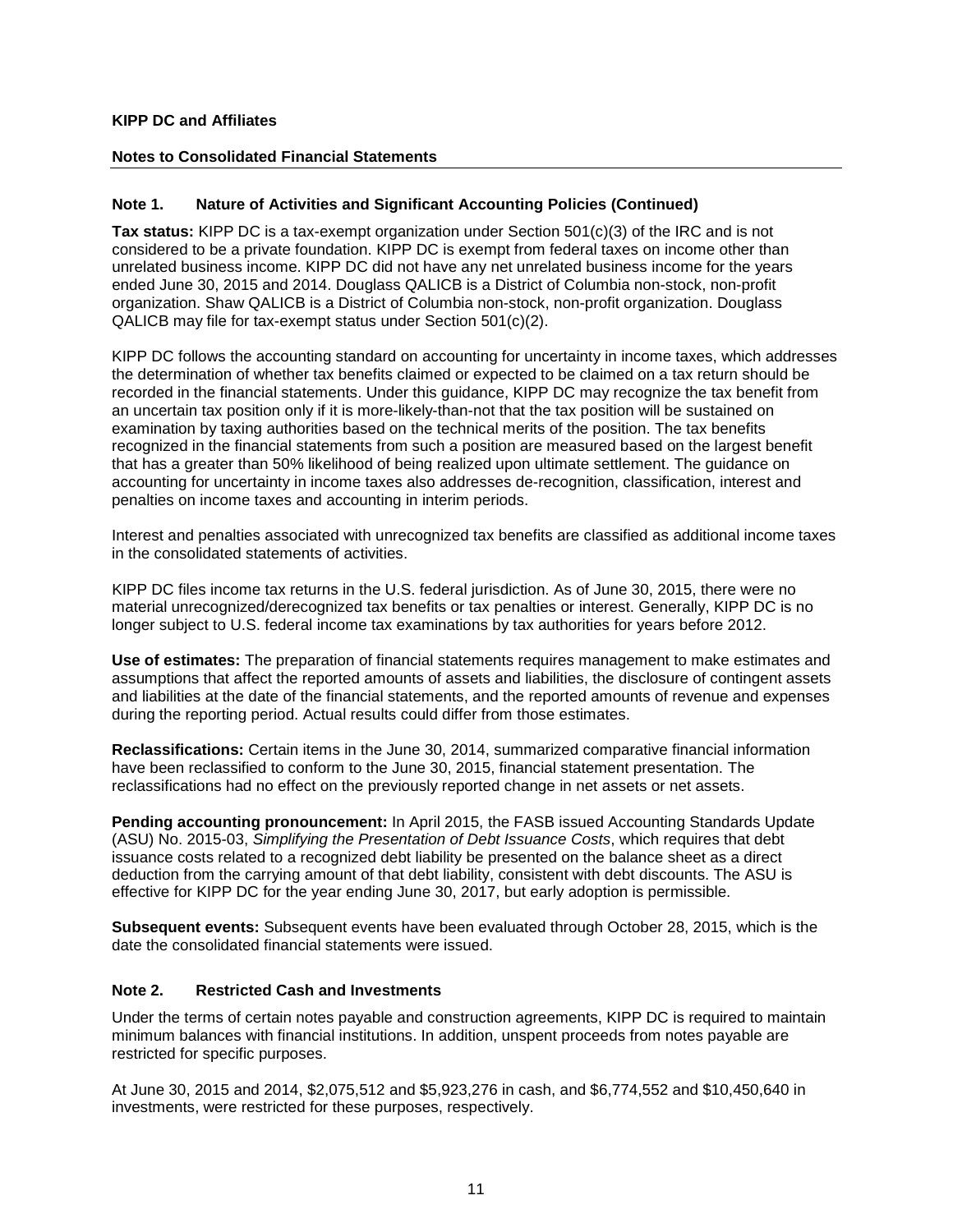**KIPP DC and Affiliates**

**Notes to Consolidated Financial Statements**

### Note 1. Nature of Activities and Significant Accounting Policies (Continued)

**Tax status:** KIPP DC is a tax-exempt organization under Section 501(c)(3) of the IRC and is not considered to be a private foundation. KIPP DC is exempt from federal taxes on income other than unrelated business income. KIPP DC did not have any net unrelated business income for the years ended June 30, 2015 and 2014. Douglass QALICB is a District of Columbia non-stock, non-profit organization. Shaw QALICB is a District of Columbia non-stock, non-profit organization. Douglass QALICB may file for tax-exempt status under Section 501(c)(2).

KIPP DC follows the accounting standard on accounting for uncertainty in income taxes, which addresses the determination of whether tax benefits claimed or expected to be claimed on a tax return should be recorded in the financial statements. Under this guidance, KIPP DC may recognize the tax benefit from an uncertain tax position only if it is more-likely-than-not that the tax position will be sustained on examination by taxing authorities based on the technical merits of the position. The tax benefits recognized in the financial statements from such a position are measured based on the largest benefit that has a greater than 50% likelihood of being realized upon ultimate settlement. The guidance on accounting for uncertainty in income taxes also addresses de-recognition, classification, interest and penalties on income taxes and accounting in interim periods.

Interest and penalties associated with unrecognized tax benefits are classified as additional income taxes in the consolidated statements of activities.

KIPP DC files income tax returns in the U.S. federal jurisdiction. As of June 30, 2015, there were no material unrecognized/derecognized tax benefits or tax penalties or interest. Generally, KIPP DC is no longer subject to U.S. federal income tax examinations by tax authorities for years before 2012.

**Use of estimates:** The preparation of financial statements requires management to make estimates and assumptions that affect the reported amounts of assets and liabilities, the disclosure of contingent assets and liabilities at the date of the financial statements, and the reported amounts of revenue and expenses during the reporting period. Actual results could differ from those estimates.

**Reclassifications:** Certain items in the June 30, 2014, summarized comparative financial information have been reclassified to conform to the June 30, 2015, financial statement presentation. The reclassifications had no effect on the previously reported change in net assets or net assets.

**Pending accounting pronouncement:** In April 2015, the FASB issued Accounting Standards Update (ASU) No. 2015-03, *Simplifying the Presentation of Debt Issuance Costs*, which requires that debt issuance costs related to a recognized debt liability be presented on the balance sheet as a direct deduction from the carrying amount of that debt liability, consistent with debt discounts. The ASU is effective for KIPP DC for the year ending June 30, 2017, but early adoption is permissible.

**Subsequent events:** Subsequent events have been evaluated through October 28, 2015, which is the date the consolidated financial statements were issued.

### Note 2. Restricted Cash and Investments

Under the terms of certain notes payable and construction agreements, KIPP DC is required to maintain minimum balances with financial institutions. In addition, unspent proceeds from notes payable are restricted for specific purposes.

At June 30, 2015 and 2014, $2,075,512 and $5,923,276 in cash, and $6,774,552 and $10,450,640 in investments, were restricted for these purposes, respectively.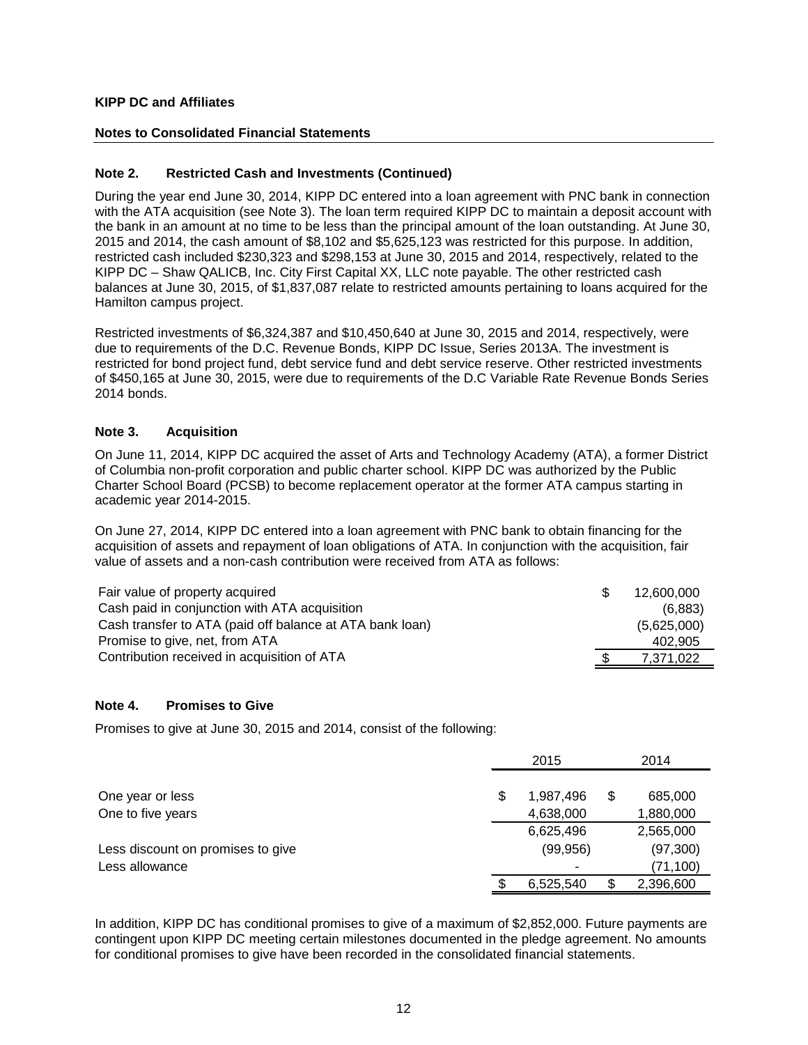**KIPP DC and Affiliates**

**Notes to Consolidated Financial Statements**

## Note 2. Restricted Cash and Investments (Continued)

During the year end June 30, 2014, KIPP DC entered into a loan agreement with PNC bank in connection with the ATA acquisition (see Note 3). The loan term required KIPP DC to maintain a deposit account with the bank in an amount at no time to be less than the principal amount of the loan outstanding. At June 30, 2015 and 2014, the cash amount of $8,102 and $5,625,123 was restricted for this purpose. In addition, restricted cash included $230,323 and $298,153 at June 30, 2015 and 2014, respectively, related to the KIPP DC – Shaw QALICB, Inc. City First Capital XX, LLC note payable. The other restricted cash balances at June 30, 2015, of $1,837,087 relate to restricted amounts pertaining to loans acquired for the Hamilton campus project.

Restricted investments of $6,324,387 and $10,450,640 at June 30, 2015 and 2014, respectively, were due to requirements of the D.C. Revenue Bonds, KIPP DC Issue, Series 2013A. The investment is restricted for bond project fund, debt service fund and debt service reserve. Other restricted investments of $450,165 at June 30, 2015, were due to requirements of the D.C Variable Rate Revenue Bonds Series 2014 bonds.

## Note 3. Acquisition

On June 11, 2014, KIPP DC acquired the asset of Arts and Technology Academy (ATA), a former District of Columbia non-profit corporation and public charter school. KIPP DC was authorized by the Public Charter School Board (PCSB) to become replacement operator at the former ATA campus starting in academic year 2014-2015.

On June 27, 2014, KIPP DC entered into a loan agreement with PNC bank to obtain financing for the acquisition of assets and repayment of loan obligations of ATA. In conjunction with the acquisition, fair value of assets and a non-cash contribution were received from ATA as follows:

| | | |
|---|---|---|
| Fair value of property acquired | $ | 12,600,000 |
| Cash paid in conjunction with ATA acquisition | | (6,883) |
| Cash transfer to ATA (paid off balance at ATA bank loan) | | (5,625,000) |
| Promise to give, net, from ATA | | 402,905 |
| Contribution received in acquisition of ATA | $ | 7,371,022 |

## Note 4. Promises to Give

Promises to give at June 30, 2015 and 2014, consist of the following:

| | | 2015 | | 2014 |
|---|---|---|---|---|
| One year or less | $ | 1,987,496 | $ | 685,000 |
| One to five years | | 4,638,000 | | 1,880,000 |
| | | 6,625,496 | | 2,565,000 |
| Less discount on promises to give | | (99,956) | | (97,300) |
| Less allowance | | - | | (71,100) |
| | $ | 6,525,540 | $ | 2,396,600 |

In addition, KIPP DC has conditional promises to give of a maximum of $2,852,000. Future payments are contingent upon KIPP DC meeting certain milestones documented in the pledge agreement. No amounts for conditional promises to give have been recorded in the consolidated financial statements.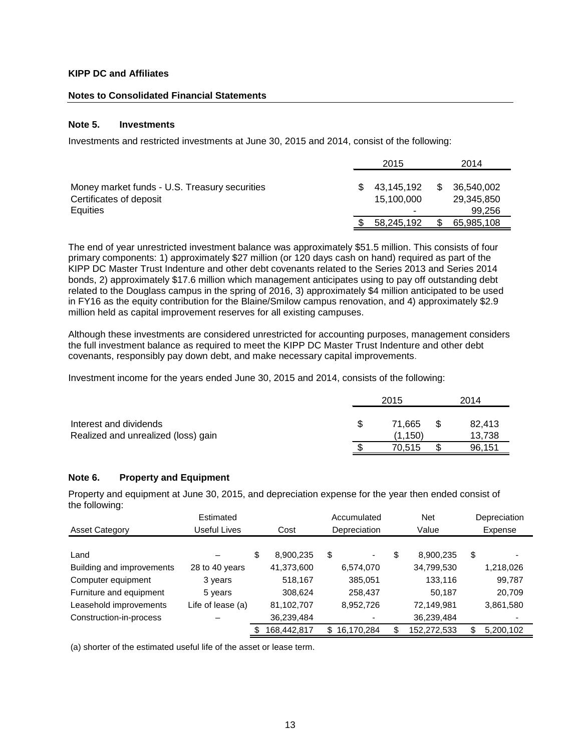**KIPP DC and Affiliates**

**Notes to Consolidated Financial Statements**

### Note 5. Investments

Investments and restricted investments at June 30, 2015 and 2014, consist of the following:

| | 2015 | 2014 |
|---|---|---|
| Money market funds - U.S. Treasury securities | $ 43,145,192 | $ 36,540,002 |
| Certificates of deposit | 15,100,000 | 29,345,850 |
| Equities | - | 99,256 |
| | $ 58,245,192 | $ 65,985,108 |

The end of year unrestricted investment balance was approximately $51.5 million. This consists of four primary components: 1) approximately $27 million (or 120 days cash on hand) required as part of the KIPP DC Master Trust Indenture and other debt covenants related to the Series 2013 and Series 2014 bonds, 2) approximately $17.6 million which management anticipates using to pay off outstanding debt related to the Douglass campus in the spring of 2016, 3) approximately $4 million anticipated to be used in FY16 as the equity contribution for the Blaine/Smilow campus renovation, and 4) approximately $2.9 million held as capital improvement reserves for all existing campuses.

Although these investments are considered unrestricted for accounting purposes, management considers the full investment balance as required to meet the KIPP DC Master Trust Indenture and other debt covenants, responsibly pay down debt, and make necessary capital improvements.

Investment income for the years ended June 30, 2015 and 2014, consists of the following:

| | 2015 | 2014 |
|---|---|---|
| Interest and dividends | $ 71,665 | $ 82,413 |
| Realized and unrealized (loss) gain | (1,150) | 13,738 |
| | $ 70,515 | $ 96,151 |

### Note 6. Property and Equipment

Property and equipment at June 30, 2015, and depreciation expense for the year then ended consist of the following:

| Asset Category | Estimated Useful Lives | Cost | Accumulated Depreciation | Net Value | Depreciation Expense |
|---|---|---|---|---|---|
| Land | – | $ 8,900,235 | $ - | $ 8,900,235 | $ - |
| Building and improvements | 28 to 40 years | 41,373,600 | 6,574,070 | 34,799,530 | 1,218,026 |
| Computer equipment | 3 years | 518,167 | 385,051 | 133,116 | 99,787 |
| Furniture and equipment | 5 years | 308,624 | 258,437 | 50,187 | 20,709 |
| Leasehold improvements | Life of lease (a) | 81,102,707 | 8,952,726 | 72,149,981 | 3,861,580 |
| Construction-in-process | – | 36,239,484 | - | 36,239,484 | - |
| | | $ 168,442,817 | $ 16,170,284 | $ 152,272,533 | $ 5,200,102 |

(a) shorter of the estimated useful life of the asset or lease term.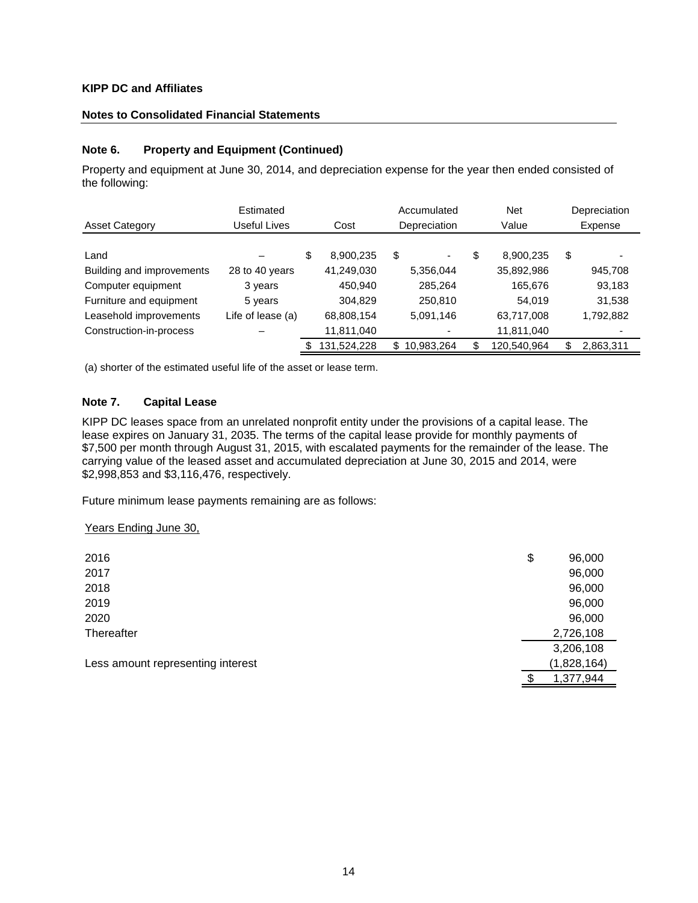**KIPP DC and Affiliates**

**Notes to Consolidated Financial Statements**

### Note 6. Property and Equipment (Continued)

Property and equipment at June 30, 2014, and depreciation expense for the year then ended consisted of the following:

| Asset Category | Estimated Useful Lives | Cost | Accumulated Depreciation | Net Value | Depreciation Expense |
|---|---|---|---|---|---|
| Land | – | $ 8,900,235 | $ - | $ 8,900,235 | $ - |
| Building and improvements | 28 to 40 years | 41,249,030 | 5,356,044 | 35,892,986 | 945,708 |
| Computer equipment | 3 years | 450,940 | 285,264 | 165,676 | 93,183 |
| Furniture and equipment | 5 years | 304,829 | 250,810 | 54,019 | 31,538 |
| Leasehold improvements | Life of lease (a) | 68,808,154 | 5,091,146 | 63,717,008 | 1,792,882 |
| Construction-in-process | – | 11,811,040 | - | 11,811,040 | - |
| | | $ 131,524,228 | $ 10,983,264 | $ 120,540,964 | $ 2,863,311 |

(a) shorter of the estimated useful life of the asset or lease term.

### Note 7. Capital Lease

KIPP DC leases space from an unrelated nonprofit entity under the provisions of a capital lease. The lease expires on January 31, 2035. The terms of the capital lease provide for monthly payments of $7,500 per month through August 31, 2015, with escalated payments for the remainder of the lease. The carrying value of the leased asset and accumulated depreciation at June 30, 2015 and 2014, were $2,998,853 and $3,116,476, respectively.

Future minimum lease payments remaining are as follows:

| Years Ending June 30, | |
|---|---|
| 2016 | $ 96,000 |
| 2017 | 96,000 |
| 2018 | 96,000 |
| 2019 | 96,000 |
| 2020 | 96,000 |
| Thereafter | 2,726,108 |
| | 3,206,108 |
| Less amount representing interest | (1,828,164) |
| | $ 1,377,944 |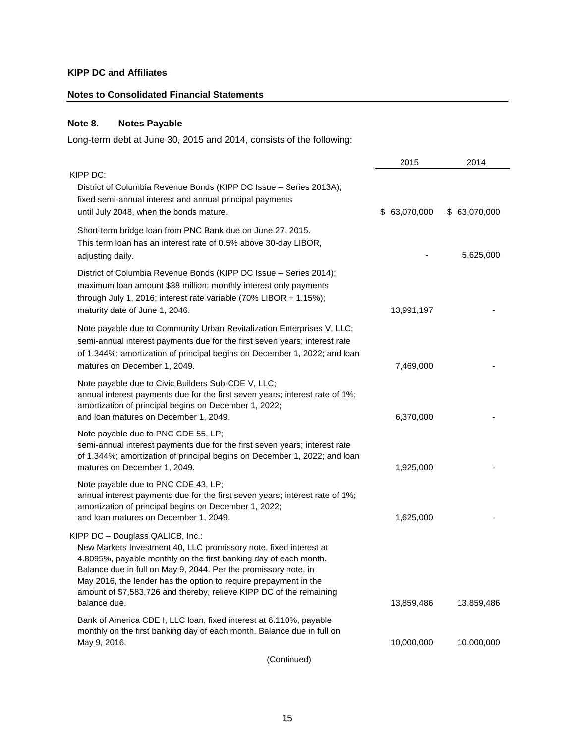**KIPP DC and Affiliates**

**Notes to Consolidated Financial Statements**

## Note 8. Notes Payable

Long-term debt at June 30, 2015 and 2014, consists of the following:

| | 2015 | 2014 |
|---|---|---|
| KIPP DC: | | |
| District of Columbia Revenue Bonds (KIPP DC Issue – Series 2013A); fixed semi-annual interest and annual principal payments until July 2048, when the bonds mature. | $ 63,070,000 | $ 63,070,000 |
| Short-term bridge loan from PNC Bank due on June 27, 2015. This term loan has an interest rate of 0.5% above 30-day LIBOR, adjusting daily. | - | 5,625,000 |
| District of Columbia Revenue Bonds (KIPP DC Issue – Series 2014); maximum loan amount $38 million; monthly interest only payments through July 1, 2016; interest rate variable (70% LIBOR + 1.15%); maturity date of June 1, 2046. | 13,991,197 | - |
| Note payable due to Community Urban Revitalization Enterprises V, LLC; semi-annual interest payments due for the first seven years; interest rate of 1.344%; amortization of principal begins on December 1, 2022; and loan matures on December 1, 2049. | 7,469,000 | - |
| Note payable due to Civic Builders Sub-CDE V, LLC; annual interest payments due for the first seven years; interest rate of 1%; amortization of principal begins on December 1, 2022; and loan matures on December 1, 2049. | 6,370,000 | - |
| Note payable due to PNC CDE 55, LP; semi-annual interest payments due for the first seven years; interest rate of 1.344%; amortization of principal begins on December 1, 2022; and loan matures on December 1, 2049. | 1,925,000 | - |
| Note payable due to PNC CDE 43, LP; annual interest payments due for the first seven years; interest rate of 1%; amortization of principal begins on December 1, 2022; and loan matures on December 1, 2049. | 1,625,000 | - |
| KIPP DC – Douglass QALICB, Inc.: | | |
| New Markets Investment 40, LLC promissory note, fixed interest at 4.8095%, payable monthly on the first banking day of each month. Balance due in full on May 9, 2044. Per the promissory note, in May 2016, the lender has the option to require prepayment in the amount of $7,583,726 and thereby, relieve KIPP DC of the remaining balance due. | 13,859,486 | 13,859,486 |
| Bank of America CDE I, LLC loan, fixed interest at 6.110%, payable monthly on the first banking day of each month. Balance due in full on May 9, 2016. | 10,000,000 | 10,000,000 |

(Continued)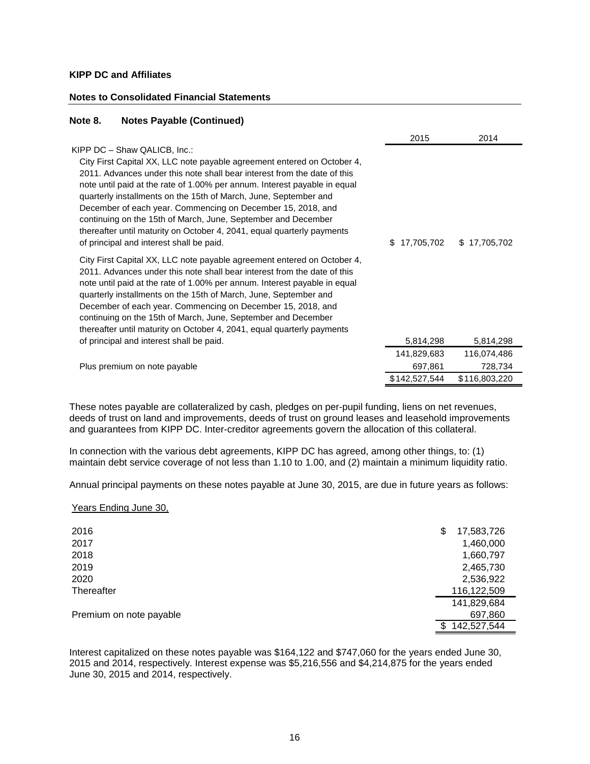**KIPP DC and Affiliates**

**Notes to Consolidated Financial Statements**

**Note 8. Notes Payable (Continued)**

| | 2015 | 2014 |
|---|---|---|
| KIPP DC – Shaw QALICB, Inc.: | | |
| City First Capital XX, LLC note payable agreement entered on October 4, 2011. Advances under this note shall bear interest from the date of this note until paid at the rate of 1.00% per annum. Interest payable in equal quarterly installments on the 15th of March, June, September and December of each year. Commencing on December 15, 2018, and continuing on the 15th of March, June, September and December thereafter until maturity on October 4, 2041, equal quarterly payments of principal and interest shall be paid. | $ 17,705,702 | $ 17,705,702 |
| City First Capital XX, LLC note payable agreement entered on October 4, 2011. Advances under this note shall bear interest from the date of this note until paid at the rate of 1.00% per annum. Interest payable in equal quarterly installments on the 15th of March, June, September and December of each year. Commencing on December 15, 2018, and continuing on the 15th of March, June, September and December thereafter until maturity on October 4, 2041, equal quarterly payments of principal and interest shall be paid. | 5,814,298 | 5,814,298 |
| | 141,829,683 | 116,074,486 |
| Plus premium on note payable | 697,861 | 728,734 |
| | $142,527,544 | $116,803,220 |

These notes payable are collateralized by cash, pledges on per-pupil funding, liens on net revenues, deeds of trust on land and improvements, deeds of trust on ground leases and leasehold improvements and guarantees from KIPP DC. Inter-creditor agreements govern the allocation of this collateral.

In connection with the various debt agreements, KIPP DC has agreed, among other things, to: (1) maintain debt service coverage of not less than 1.10 to 1.00, and (2) maintain a minimum liquidity ratio.

Annual principal payments on these notes payable at June 30, 2015, are due in future years as follows:

| Years Ending June 30, | |
|---|---|
| 2016 | $ 17,583,726 |
| 2017 | 1,460,000 |
| 2018 | 1,660,797 |
| 2019 | 2,465,730 |
| 2020 | 2,536,922 |
| Thereafter | 116,122,509 |
| | 141,829,684 |
| Premium on note payable | 697,860 |
| | $ 142,527,544 |

Interest capitalized on these notes payable was $164,122 and $747,060 for the years ended June 30, 2015 and 2014, respectively. Interest expense was $5,216,556 and $4,214,875 for the years ended June 30, 2015 and 2014, respectively.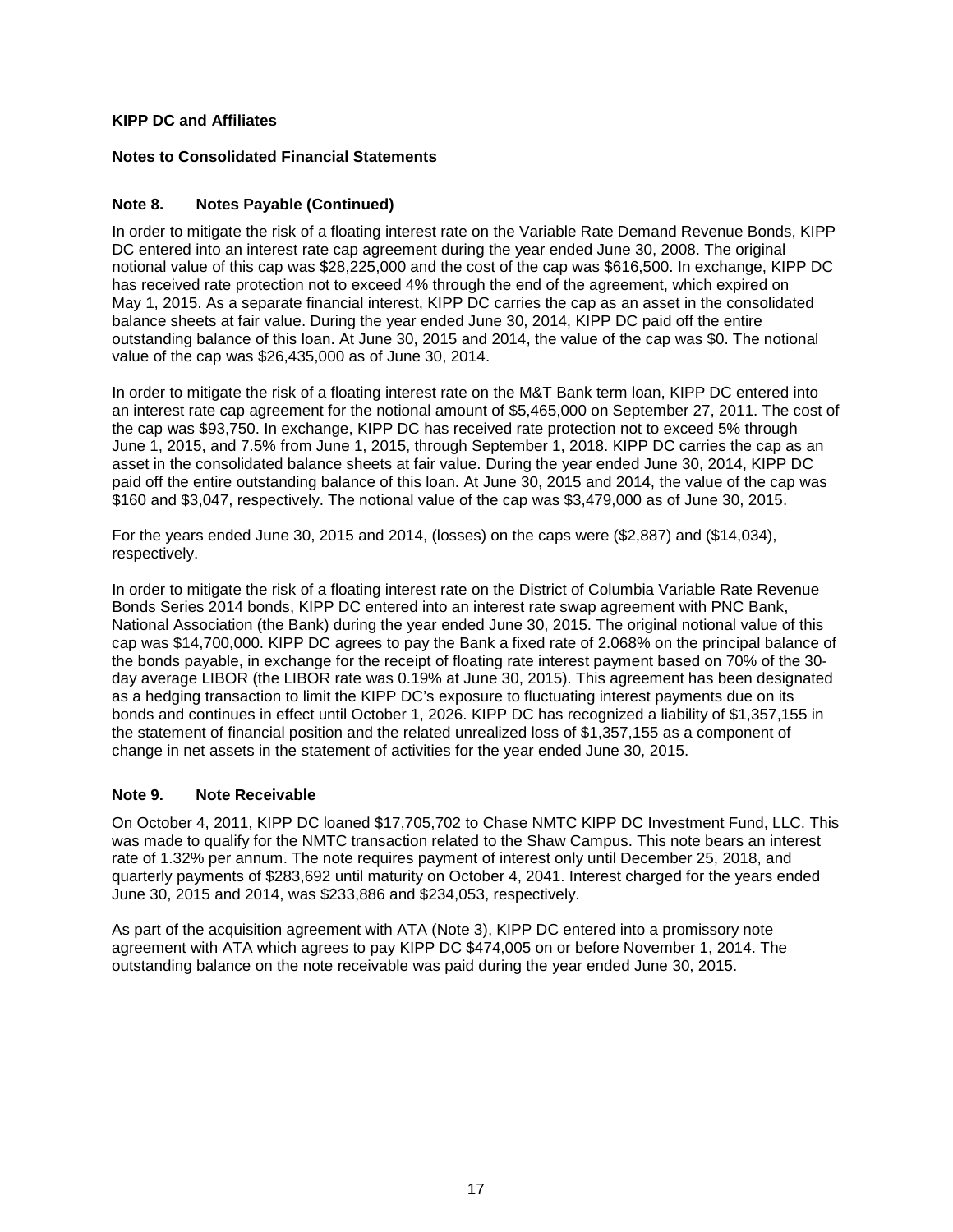**KIPP DC and Affiliates**

**Notes to Consolidated Financial Statements**

## Note 8. Notes Payable (Continued)

In order to mitigate the risk of a floating interest rate on the Variable Rate Demand Revenue Bonds, KIPP DC entered into an interest rate cap agreement during the year ended June 30, 2008. The original notional value of this cap was $28,225,000 and the cost of the cap was $616,500. In exchange, KIPP DC has received rate protection not to exceed 4% through the end of the agreement, which expired on May 1, 2015. As a separate financial interest, KIPP DC carries the cap as an asset in the consolidated balance sheets at fair value. During the year ended June 30, 2014, KIPP DC paid off the entire outstanding balance of this loan. At June 30, 2015 and 2014, the value of the cap was $0. The notional value of the cap was $26,435,000 as of June 30, 2014.

In order to mitigate the risk of a floating interest rate on the M&T Bank term loan, KIPP DC entered into an interest rate cap agreement for the notional amount of $5,465,000 on September 27, 2011. The cost of the cap was $93,750. In exchange, KIPP DC has received rate protection not to exceed 5% through June 1, 2015, and 7.5% from June 1, 2015, through September 1, 2018. KIPP DC carries the cap as an asset in the consolidated balance sheets at fair value. During the year ended June 30, 2014, KIPP DC paid off the entire outstanding balance of this loan. At June 30, 2015 and 2014, the value of the cap was $160 and $3,047, respectively. The notional value of the cap was $3,479,000 as of June 30, 2015.

For the years ended June 30, 2015 and 2014, (losses) on the caps were ($2,887) and ($14,034), respectively.

In order to mitigate the risk of a floating interest rate on the District of Columbia Variable Rate Revenue Bonds Series 2014 bonds, KIPP DC entered into an interest rate swap agreement with PNC Bank, National Association (the Bank) during the year ended June 30, 2015. The original notional value of this cap was $14,700,000. KIPP DC agrees to pay the Bank a fixed rate of 2.068% on the principal balance of the bonds payable, in exchange for the receipt of floating rate interest payment based on 70% of the 30-day average LIBOR (the LIBOR rate was 0.19% at June 30, 2015). This agreement has been designated as a hedging transaction to limit the KIPP DC's exposure to fluctuating interest payments due on its bonds and continues in effect until October 1, 2026. KIPP DC has recognized a liability of $1,357,155 in the statement of financial position and the related unrealized loss of $1,357,155 as a component of change in net assets in the statement of activities for the year ended June 30, 2015.

## Note 9. Note Receivable

On October 4, 2011, KIPP DC loaned $17,705,702 to Chase NMTC KIPP DC Investment Fund, LLC. This was made to qualify for the NMTC transaction related to the Shaw Campus. This note bears an interest rate of 1.32% per annum. The note requires payment of interest only until December 25, 2018, and quarterly payments of $283,692 until maturity on October 4, 2041. Interest charged for the years ended June 30, 2015 and 2014, was $233,886 and $234,053, respectively.

As part of the acquisition agreement with ATA (Note 3), KIPP DC entered into a promissory note agreement with ATA which agrees to pay KIPP DC $474,005 on or before November 1, 2014. The outstanding balance on the note receivable was paid during the year ended June 30, 2015.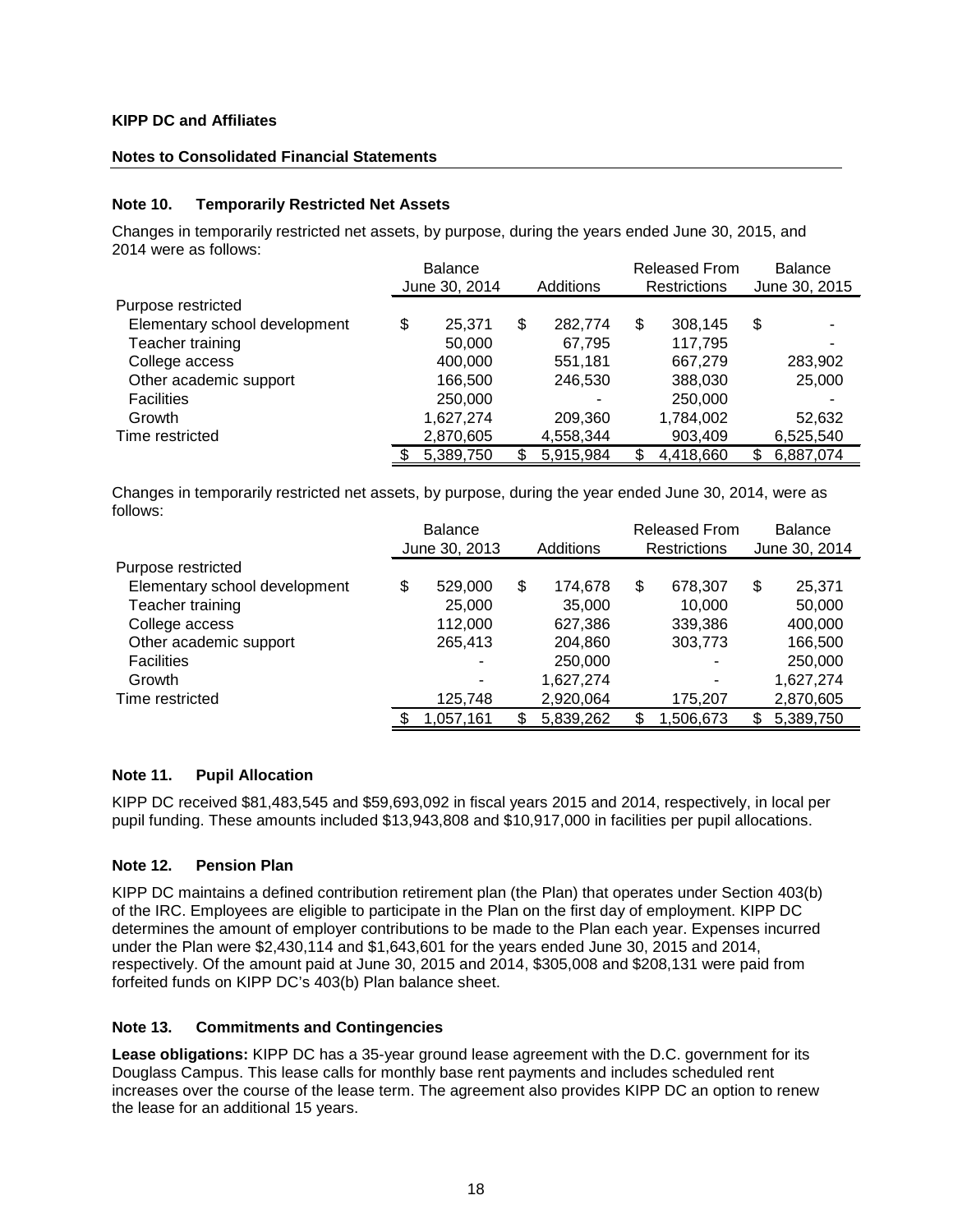**KIPP DC and Affiliates**

**Notes to Consolidated Financial Statements**

## Note 10. Temporarily Restricted Net Assets

Changes in temporarily restricted net assets, by purpose, during the years ended June 30, 2015, and 2014 were as follows:

| | Balance June 30, 2014 | Additions | Released From Restrictions | Balance June 30, 2015 |
|---|---|---|---|---|
| Purpose restricted | | | | |
| Elementary school development | $ 25,371 | $ 282,774 | $ 308,145 | $ - |
| Teacher training | 50,000 | 67,795 | 117,795 | - |
| College access | 400,000 | 551,181 | 667,279 | 283,902 |
| Other academic support | 166,500 | 246,530 | 388,030 | 25,000 |
| Facilities | 250,000 | - | 250,000 | - |
| Growth | 1,627,274 | 209,360 | 1,784,002 | 52,632 |
| Time restricted | 2,870,605 | 4,558,344 | 903,409 | 6,525,540 |
| | $ 5,389,750 | $ 5,915,984 | $ 4,418,660 | $ 6,887,074 |

Changes in temporarily restricted net assets, by purpose, during the year ended June 30, 2014, were as follows:

| | Balance June 30, 2013 | Additions | Released From Restrictions | Balance June 30, 2014 |
|---|---|---|---|---|
| Purpose restricted | | | | |
| Elementary school development | $ 529,000 | $ 174,678 | $ 678,307 | $ 25,371 |
| Teacher training | 25,000 | 35,000 | 10,000 | 50,000 |
| College access | 112,000 | 627,386 | 339,386 | 400,000 |
| Other academic support | 265,413 | 204,860 | 303,773 | 166,500 |
| Facilities | - | 250,000 | - | 250,000 |
| Growth | - | 1,627,274 | - | 1,627,274 |
| Time restricted | 125,748 | 2,920,064 | 175,207 | 2,870,605 |
| | $ 1,057,161 | $ 5,839,262 | $ 1,506,673 | $ 5,389,750 |

## Note 11. Pupil Allocation

KIPP DC received $81,483,545 and $59,693,092 in fiscal years 2015 and 2014, respectively, in local per pupil funding. These amounts included $13,943,808 and $10,917,000 in facilities per pupil allocations.

## Note 12. Pension Plan

KIPP DC maintains a defined contribution retirement plan (the Plan) that operates under Section 403(b) of the IRC. Employees are eligible to participate in the Plan on the first day of employment. KIPP DC determines the amount of employer contributions to be made to the Plan each year. Expenses incurred under the Plan were $2,430,114 and $1,643,601 for the years ended June 30, 2015 and 2014, respectively. Of the amount paid at June 30, 2015 and 2014, $305,008 and $208,131 were paid from forfeited funds on KIPP DC's 403(b) Plan balance sheet.

## Note 13. Commitments and Contingencies

**Lease obligations:** KIPP DC has a 35-year ground lease agreement with the D.C. government for its Douglass Campus. This lease calls for monthly base rent payments and includes scheduled rent increases over the course of the lease term. The agreement also provides KIPP DC an option to renew the lease for an additional 15 years.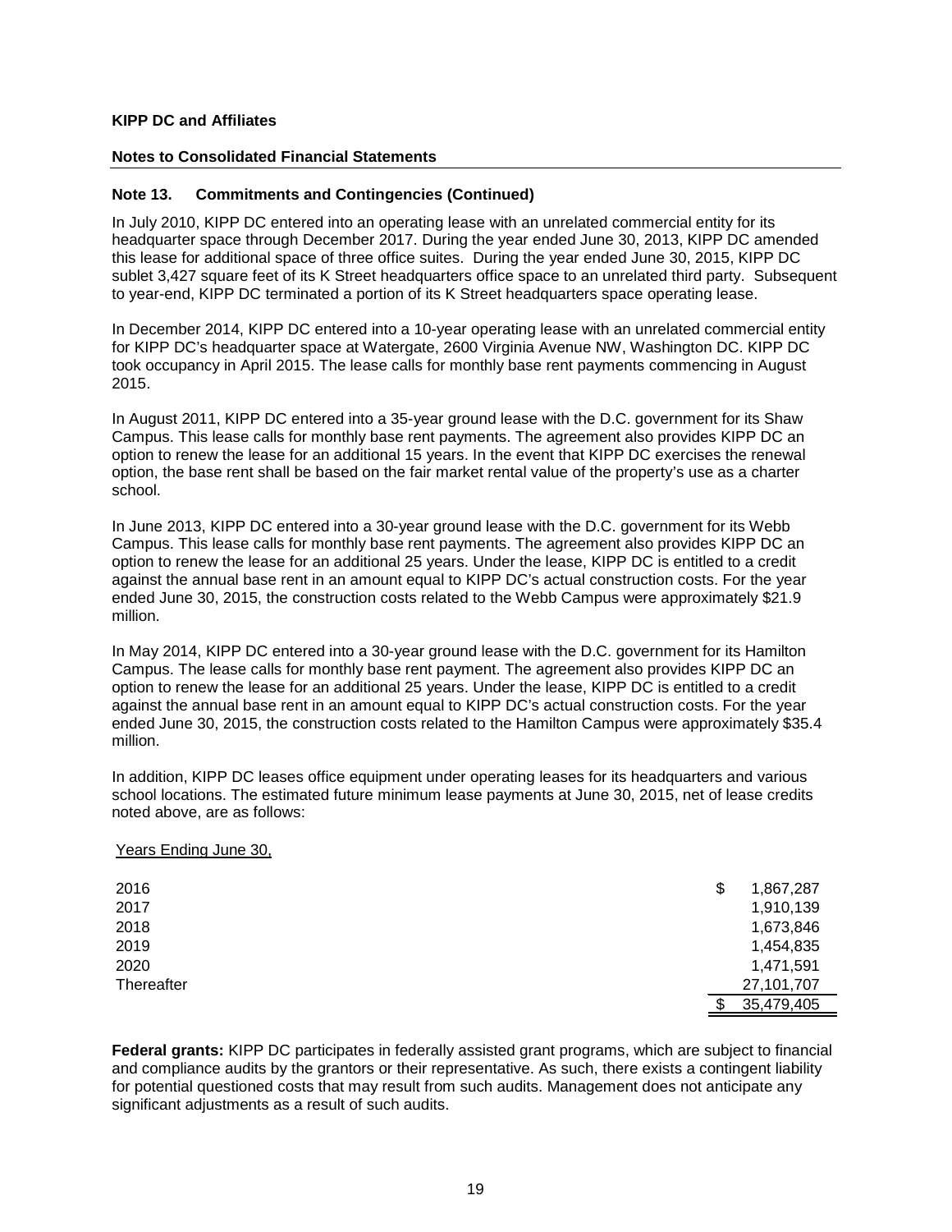**KIPP DC and Affiliates**

**Notes to Consolidated Financial Statements**

**Note 13. Commitments and Contingencies (Continued)**

In July 2010, KIPP DC entered into an operating lease with an unrelated commercial entity for its headquarter space through December 2017. During the year ended June 30, 2013, KIPP DC amended this lease for additional space of three office suites. During the year ended June 30, 2015, KIPP DC sublet 3,427 square feet of its K Street headquarters office space to an unrelated third party. Subsequent to year-end, KIPP DC terminated a portion of its K Street headquarters space operating lease.

In December 2014, KIPP DC entered into a 10-year operating lease with an unrelated commercial entity for KIPP DC's headquarter space at Watergate, 2600 Virginia Avenue NW, Washington DC. KIPP DC took occupancy in April 2015. The lease calls for monthly base rent payments commencing in August 2015.

In August 2011, KIPP DC entered into a 35-year ground lease with the D.C. government for its Shaw Campus. This lease calls for monthly base rent payments. The agreement also provides KIPP DC an option to renew the lease for an additional 15 years. In the event that KIPP DC exercises the renewal option, the base rent shall be based on the fair market rental value of the property's use as a charter school.

In June 2013, KIPP DC entered into a 30-year ground lease with the D.C. government for its Webb Campus. This lease calls for monthly base rent payments. The agreement also provides KIPP DC an option to renew the lease for an additional 25 years. Under the lease, KIPP DC is entitled to a credit against the annual base rent in an amount equal to KIPP DC's actual construction costs. For the year ended June 30, 2015, the construction costs related to the Webb Campus were approximately $21.9 million.

In May 2014, KIPP DC entered into a 30-year ground lease with the D.C. government for its Hamilton Campus. The lease calls for monthly base rent payment. The agreement also provides KIPP DC an option to renew the lease for an additional 25 years. Under the lease, KIPP DC is entitled to a credit against the annual base rent in an amount equal to KIPP DC's actual construction costs. For the year ended June 30, 2015, the construction costs related to the Hamilton Campus were approximately $35.4 million.

In addition, KIPP DC leases office equipment under operating leases for its headquarters and various school locations. The estimated future minimum lease payments at June 30, 2015, net of lease credits noted above, are as follows:

| Years Ending June 30, | |
|---|---|
| 2016 | $ 1,867,287 |
| 2017 | 1,910,139 |
| 2018 | 1,673,846 |
| 2019 | 1,454,835 |
| 2020 | 1,471,591 |
| Thereafter | 27,101,707 |
| | $ 35,479,405 |

**Federal grants:** KIPP DC participates in federally assisted grant programs, which are subject to financial and compliance audits by the grantors or their representative. As such, there exists a contingent liability for potential questioned costs that may result from such audits. Management does not anticipate any significant adjustments as a result of such audits.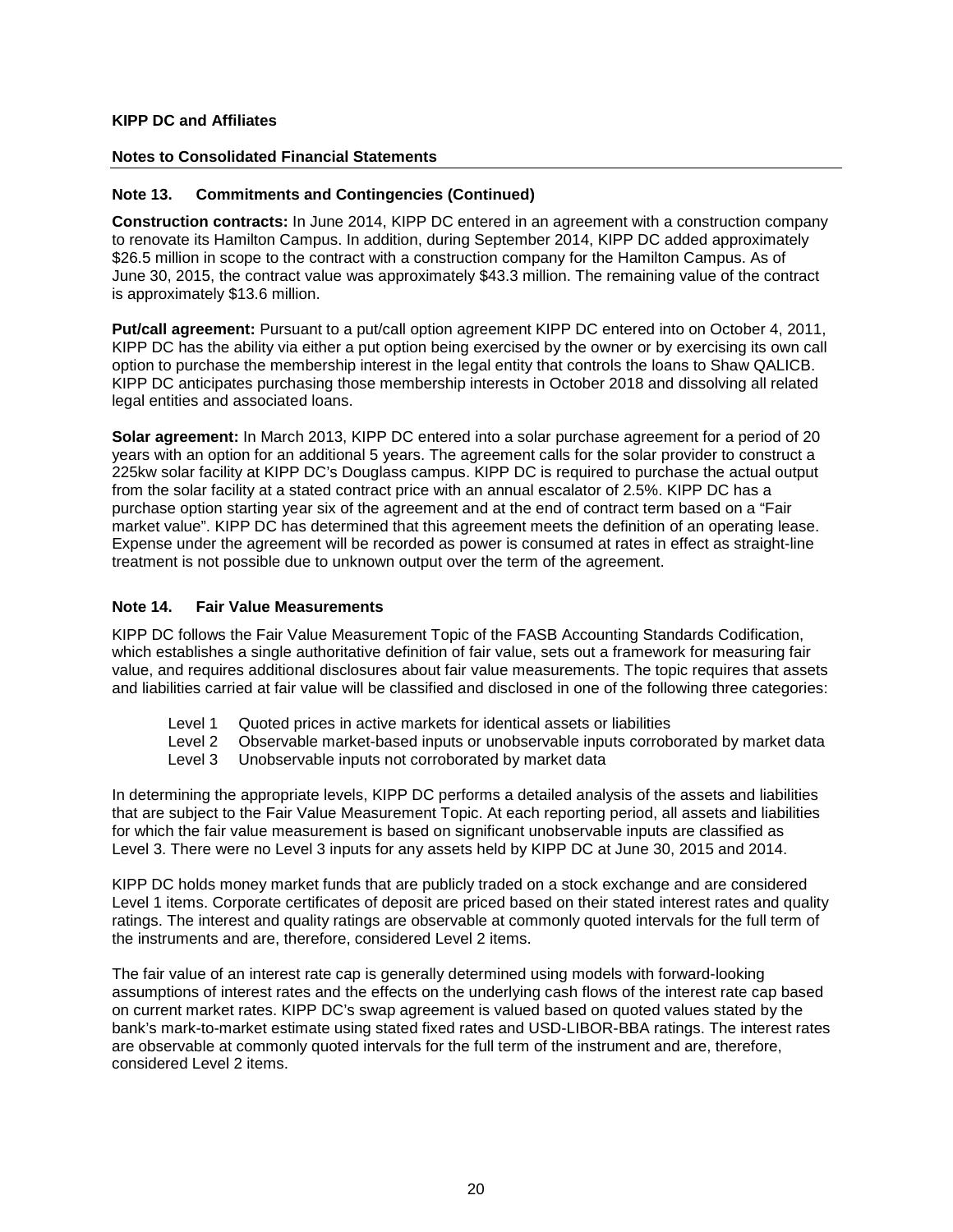**KIPP DC and Affiliates**

**Notes to Consolidated Financial Statements**

### Note 13. Commitments and Contingencies (Continued)

**Construction contracts:** In June 2014, KIPP DC entered in an agreement with a construction company to renovate its Hamilton Campus. In addition, during September 2014, KIPP DC added approximately $26.5 million in scope to the contract with a construction company for the Hamilton Campus. As of June 30, 2015, the contract value was approximately $43.3 million. The remaining value of the contract is approximately $13.6 million.

**Put/call agreement:** Pursuant to a put/call option agreement KIPP DC entered into on October 4, 2011, KIPP DC has the ability via either a put option being exercised by the owner or by exercising its own call option to purchase the membership interest in the legal entity that controls the loans to Shaw QALICB. KIPP DC anticipates purchasing those membership interests in October 2018 and dissolving all related legal entities and associated loans.

**Solar agreement:** In March 2013, KIPP DC entered into a solar purchase agreement for a period of 20 years with an option for an additional 5 years. The agreement calls for the solar provider to construct a 225kw solar facility at KIPP DC's Douglass campus. KIPP DC is required to purchase the actual output from the solar facility at a stated contract price with an annual escalator of 2.5%. KIPP DC has a purchase option starting year six of the agreement and at the end of contract term based on a "Fair market value". KIPP DC has determined that this agreement meets the definition of an operating lease. Expense under the agreement will be recorded as power is consumed at rates in effect as straight-line treatment is not possible due to unknown output over the term of the agreement.

### Note 14. Fair Value Measurements

KIPP DC follows the Fair Value Measurement Topic of the FASB Accounting Standards Codification, which establishes a single authoritative definition of fair value, sets out a framework for measuring fair value, and requires additional disclosures about fair value measurements. The topic requires that assets and liabilities carried at fair value will be classified and disclosed in one of the following three categories:

- Level 1 Quoted prices in active markets for identical assets or liabilities
- Level 2 Observable market-based inputs or unobservable inputs corroborated by market data
- Level 3 Unobservable inputs not corroborated by market data

In determining the appropriate levels, KIPP DC performs a detailed analysis of the assets and liabilities that are subject to the Fair Value Measurement Topic. At each reporting period, all assets and liabilities for which the fair value measurement is based on significant unobservable inputs are classified as Level 3. There were no Level 3 inputs for any assets held by KIPP DC at June 30, 2015 and 2014.

KIPP DC holds money market funds that are publicly traded on a stock exchange and are considered Level 1 items. Corporate certificates of deposit are priced based on their stated interest rates and quality ratings. The interest and quality ratings are observable at commonly quoted intervals for the full term of the instruments and are, therefore, considered Level 2 items.

The fair value of an interest rate cap is generally determined using models with forward-looking assumptions of interest rates and the effects on the underlying cash flows of the interest rate cap based on current market rates. KIPP DC's swap agreement is valued based on quoted values stated by the bank's mark-to-market estimate using stated fixed rates and USD-LIBOR-BBA ratings. The interest rates are observable at commonly quoted intervals for the full term of the instrument and are, therefore, considered Level 2 items.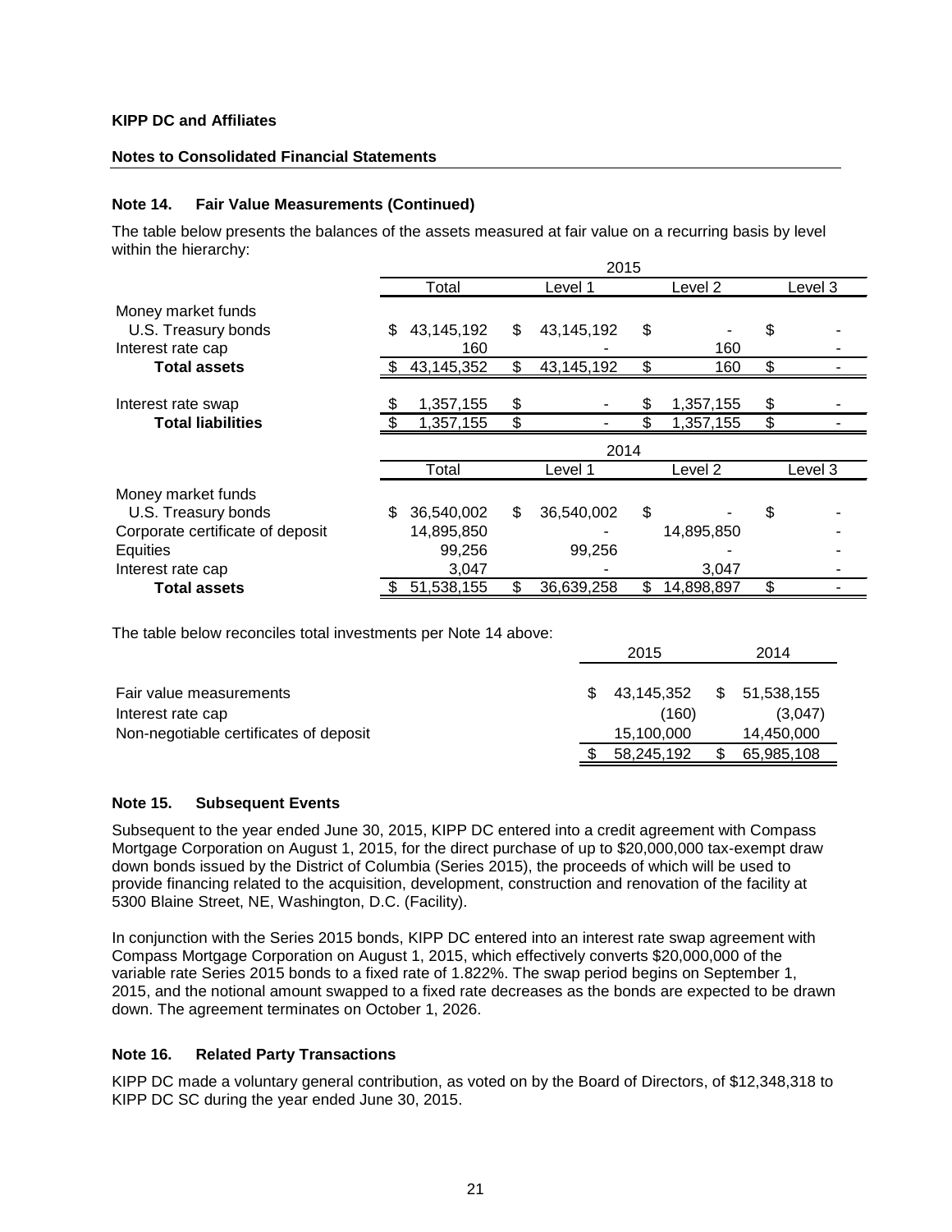**KIPP DC and Affiliates**

**Notes to Consolidated Financial Statements**

### Note 14. Fair Value Measurements (Continued)

The table below presents the balances of the assets measured at fair value on a recurring basis by level within the hierarchy:

| | 2015 | | | |
|---|---|---|---|---|
| | Total | Level 1 | Level 2 | Level 3 |
| Money market funds | | | | |
| U.S. Treasury bonds | $ 43,145,192 | $ 43,145,192 | $ - | $ - |
| Interest rate cap | 160 | - | 160 | - |
| **Total assets** | $ 43,145,352 | $ 43,145,192 | $ 160 | $ - |
| Interest rate swap | $ 1,357,155 | $ - | $ 1,357,155 | $ - |
| **Total liabilities** | $ 1,357,155 | $ - | $ 1,357,155 | $ - |

| | 2014 | | | |
|---|---|---|---|---|
| | Total | Level 1 | Level 2 | Level 3 |
| Money market funds | | | | |
| U.S. Treasury bonds | $ 36,540,002 | $ 36,540,002 | $ - | $ - |
| Corporate certificate of deposit | 14,895,850 | - | 14,895,850 | - |
| Equities | 99,256 | 99,256 | - | - |
| Interest rate cap | 3,047 | - | 3,047 | - |
| **Total assets** | $ 51,538,155 | $ 36,639,258 | $ 14,898,897 | $ - |

The table below reconciles total investments per Note 14 above:

| | 2015 | 2014 |
|---|---|---|
| Fair value measurements | $ 43,145,352 | $ 51,538,155 |
| Interest rate cap | (160) | (3,047) |
| Non-negotiable certificates of deposit | 15,100,000 | 14,450,000 |
| | $ 58,245,192 | $ 65,985,108 |

### Note 15. Subsequent Events

Subsequent to the year ended June 30, 2015, KIPP DC entered into a credit agreement with Compass Mortgage Corporation on August 1, 2015, for the direct purchase of up to $20,000,000 tax-exempt draw down bonds issued by the District of Columbia (Series 2015), the proceeds of which will be used to provide financing related to the acquisition, development, construction and renovation of the facility at 5300 Blaine Street, NE, Washington, D.C. (Facility).

In conjunction with the Series 2015 bonds, KIPP DC entered into an interest rate swap agreement with Compass Mortgage Corporation on August 1, 2015, which effectively converts $20,000,000 of the variable rate Series 2015 bonds to a fixed rate of 1.822%. The swap period begins on September 1, 2015, and the notional amount swapped to a fixed rate decreases as the bonds are expected to be drawn down. The agreement terminates on October 1, 2026.

### Note 16. Related Party Transactions

KIPP DC made a voluntary general contribution, as voted on by the Board of Directors, of $12,348,318 to KIPP DC SC during the year ended June 30, 2015.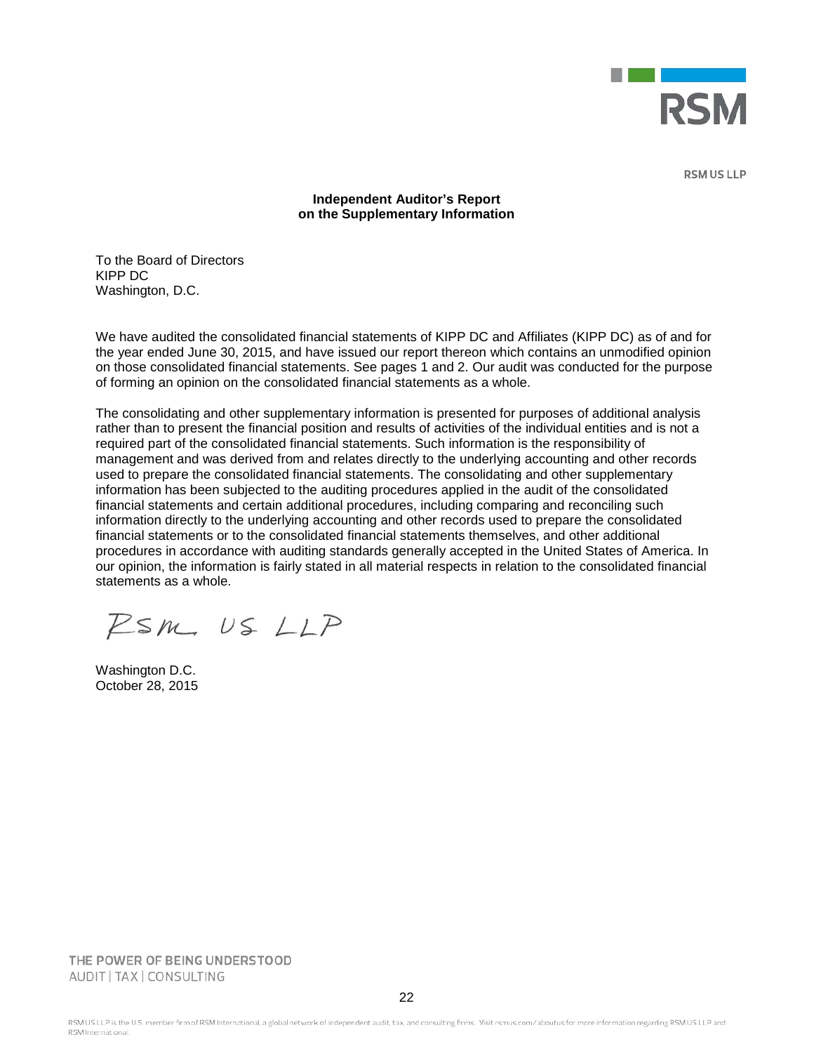RSM US LLP

**Independent Auditor's Report on the Supplementary Information**

To the Board of Directors
KIPP DC
Washington, D.C.

We have audited the consolidated financial statements of KIPP DC and Affiliates (KIPP DC) as of and for the year ended June 30, 2015, and have issued our report thereon which contains an unmodified opinion on those consolidated financial statements. See pages 1 and 2. Our audit was conducted for the purpose of forming an opinion on the consolidated financial statements as a whole.

The consolidating and other supplementary information is presented for purposes of additional analysis rather than to present the financial position and results of activities of the individual entities and is not a required part of the consolidated financial statements. Such information is the responsibility of management and was derived from and relates directly to the underlying accounting and other records used to prepare the consolidated financial statements. The consolidating and other supplementary information has been subjected to the auditing procedures applied in the audit of the consolidated financial statements and certain additional procedures, including comparing and reconciling such information directly to the underlying accounting and other records used to prepare the consolidated financial statements or to the consolidated financial statements themselves, and other additional procedures in accordance with auditing standards generally accepted in the United States of America. In our opinion, the information is fairly stated in all material respects in relation to the consolidated financial statements as a whole.

RSM US LLP

Washington D.C.
October 28, 2015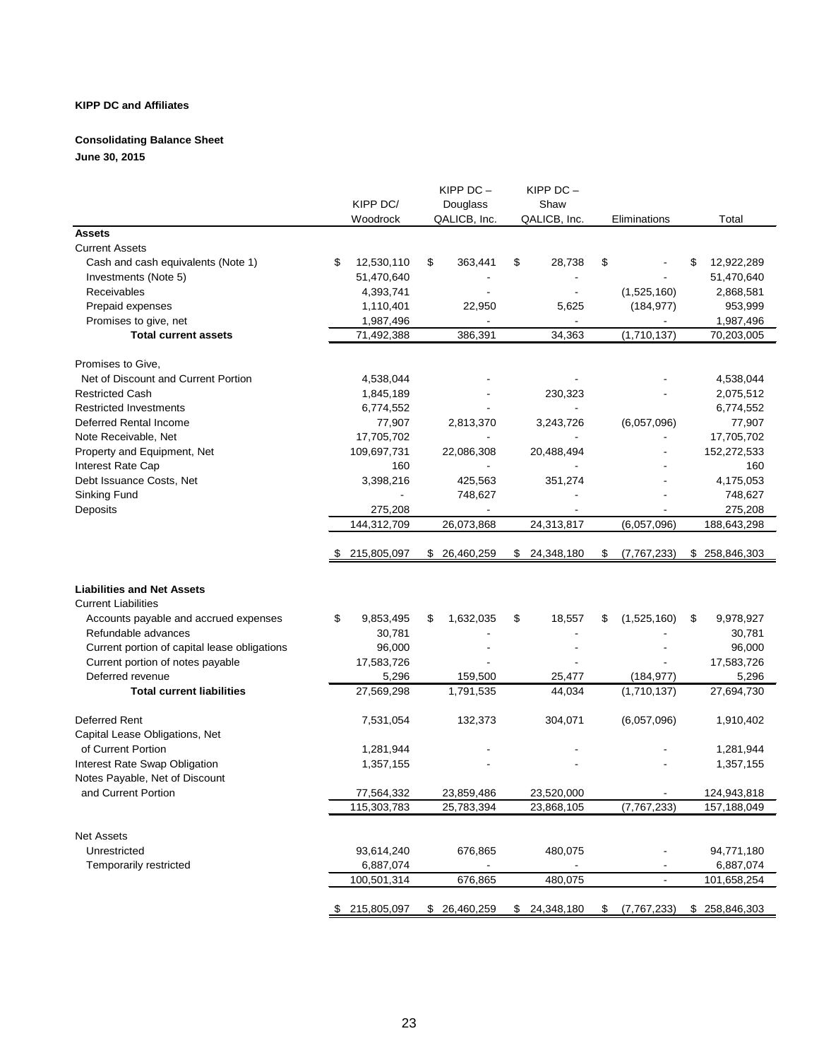**KIPP DC and Affiliates**

**Consolidating Balance Sheet**
**June 30, 2015**

| | KIPP DC/ Woodrock | KIPP DC – Douglass QALICB, Inc. | KIPP DC – Shaw QALICB, Inc. | Eliminations | Total |
|---|---|---|---|---|---|
| **Assets** | | | | | |
| Current Assets | | | | | |
| Cash and cash equivalents (Note 1) | $ 12,530,110 | $ 363,441 | $ 28,738 | $ - | $ 12,922,289 |
| Investments (Note 5) | 51,470,640 | - | - | - | 51,470,640 |
| Receivables | 4,393,741 | - | - | (1,525,160) | 2,868,581 |
| Prepaid expenses | 1,110,401 | 22,950 | 5,625 | (184,977) | 953,999 |
| Promises to give, net | 1,987,496 | - | - | - | 1,987,496 |
| **Total current assets** | 71,492,388 | 386,391 | 34,363 | (1,710,137) | 70,203,005 |
| Promises to Give, Net of Discount and Current Portion | 4,538,044 | - | - | - | 4,538,044 |
| Restricted Cash | 1,845,189 | - | 230,323 | - | 2,075,512 |
| Restricted Investments | 6,774,552 | - | - | - | 6,774,552 |
| Deferred Rental Income | 77,907 | 2,813,370 | 3,243,726 | (6,057,096) | 77,907 |
| Note Receivable, Net | 17,705,702 | - | - | - | 17,705,702 |
| Property and Equipment, Net | 109,697,731 | 22,086,308 | 20,488,494 | - | 152,272,533 |
| Interest Rate Cap | 160 | - | - | - | 160 |
| Debt Issuance Costs, Net | 3,398,216 | 425,563 | 351,274 | - | 4,175,053 |
| Sinking Fund | - | 748,627 | - | - | 748,627 |
| Deposits | 275,208 | - | - | - | 275,208 |
| | 144,312,709 | 26,073,868 | 24,313,817 | (6,057,096) | 188,643,298 |
| | $ 215,805,097 | $ 26,460,259 | $ 24,348,180 | $ (7,767,233) | $ 258,846,303 |
| **Liabilities and Net Assets** | | | | | |
| Current Liabilities | | | | | |
| Accounts payable and accrued expenses | $ 9,853,495 | $ 1,632,035 | $ 18,557 | $ (1,525,160) | $ 9,978,927 |
| Refundable advances | 30,781 | - | - | - | 30,781 |
| Current portion of capital lease obligations | 96,000 | - | - | - | 96,000 |
| Current portion of notes payable | 17,583,726 | - | - | - | 17,583,726 |
| Deferred revenue | 5,296 | 159,500 | 25,477 | (184,977) | 5,296 |
| **Total current liabilities** | 27,569,298 | 1,791,535 | 44,034 | (1,710,137) | 27,694,730 |
| Deferred Rent | 7,531,054 | 132,373 | 304,071 | (6,057,096) | 1,910,402 |
| Capital Lease Obligations, Net of Current Portion | 1,281,944 | - | - | - | 1,281,944 |
| Interest Rate Swap Obligation | 1,357,155 | - | - | - | 1,357,155 |
| Notes Payable, Net of Discount and Current Portion | 77,564,332 | 23,859,486 | 23,520,000 | - | 124,943,818 |
| | 115,303,783 | 25,783,394 | 23,868,105 | (7,767,233) | 157,188,049 |
| Net Assets | | | | | |
| Unrestricted | 93,614,240 | 676,865 | 480,075 | - | 94,771,180 |
| Temporarily restricted | 6,887,074 | - | - | - | 6,887,074 |
| | 100,501,314 | 676,865 | 480,075 | - | 101,658,254 |
| | $ 215,805,097 | $ 26,460,259 | $ 24,348,180 | $ (7,767,233) | $ 258,846,303 |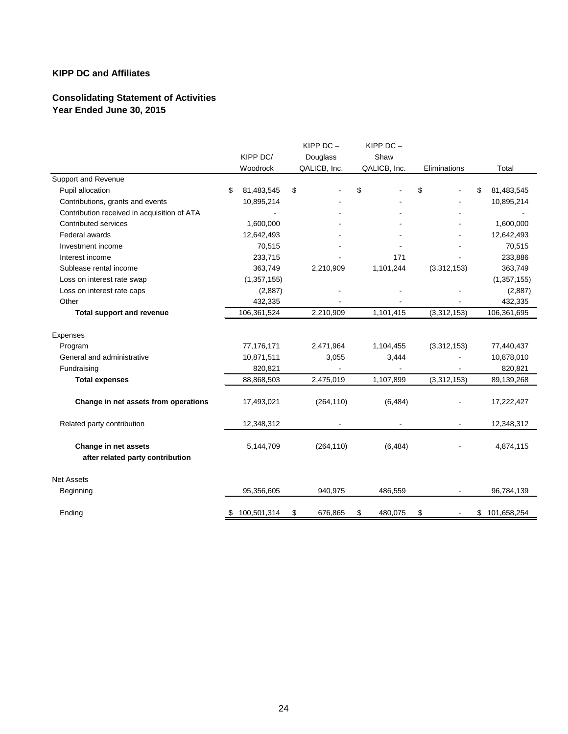**KIPP DC and Affiliates**

**Consolidating Statement of Activities**
**Year Ended June 30, 2015**

| | KIPP DC/ Woodrock | KIPP DC – Douglass QALICB, Inc. | KIPP DC – Shaw QALICB, Inc. | Eliminations | Total |
|---|---|---|---|---|---|
| Support and Revenue | | | | | |
| Pupil allocation | $ 81,483,545 | $ - | $ - | $ - | $ 81,483,545 |
| Contributions, grants and events | 10,895,214 | - | - | - | 10,895,214 |
| Contribution received in acquisition of ATA | - | - | - | - | - |
| Contributed services | 1,600,000 | - | - | - | 1,600,000 |
| Federal awards | 12,642,493 | - | - | - | 12,642,493 |
| Investment income | 70,515 | - | - | - | 70,515 |
| Interest income | 233,715 | - | 171 | - | 233,886 |
| Sublease rental income | 363,749 | 2,210,909 | 1,101,244 | (3,312,153) | 363,749 |
| Loss on interest rate swap | (1,357,155) | | | | (1,357,155) |
| Loss on interest rate caps | (2,887) | - | - | - | (2,887) |
| Other | 432,335 | - | - | - | 432,335 |
| **Total support and revenue** | 106,361,524 | 2,210,909 | 1,101,415 | (3,312,153) | 106,361,695 |
| Expenses | | | | | |
| Program | 77,176,171 | 2,471,964 | 1,104,455 | (3,312,153) | 77,440,437 |
| General and administrative | 10,871,511 | 3,055 | 3,444 | - | 10,878,010 |
| Fundraising | 820,821 | - | - | - | 820,821 |
| **Total expenses** | 88,868,503 | 2,475,019 | 1,107,899 | (3,312,153) | 89,139,268 |
| **Change in net assets from operations** | 17,493,021 | (264,110) | (6,484) | - | 17,222,427 |
| Related party contribution | 12,348,312 | - | - | - | 12,348,312 |
| **Change in net assets after related party contribution** | 5,144,709 | (264,110) | (6,484) | - | 4,874,115 |
| Net Assets | | | | | |
| Beginning | 95,356,605 | 940,975 | 486,559 | - | 96,784,139 |
| Ending | $ 100,501,314 | $ 676,865 | $ 480,075 | $ - | $ 101,658,254 |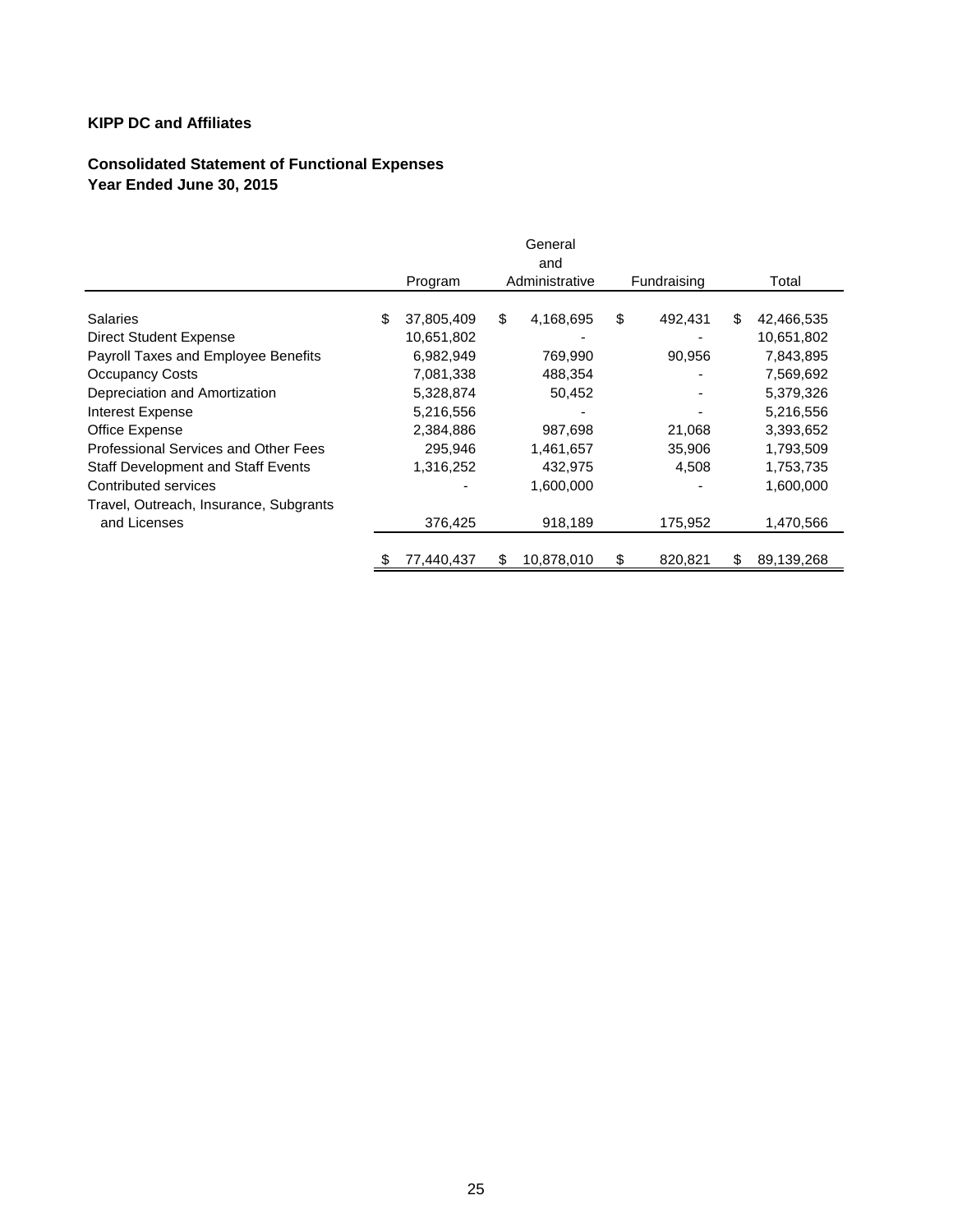**KIPP DC and Affiliates**

**Consolidated Statement of Functional Expenses**
**Year Ended June 30, 2015**

| | Program | General and Administrative | Fundraising | Total |
|---|---|---|---|---|
| Salaries | $ 37,805,409 | $ 4,168,695 | $ 492,431 | $ 42,466,535 |
| Direct Student Expense | 10,651,802 | - | - | 10,651,802 |
| Payroll Taxes and Employee Benefits | 6,982,949 | 769,990 | 90,956 | 7,843,895 |
| Occupancy Costs | 7,081,338 | 488,354 | - | 7,569,692 |
| Depreciation and Amortization | 5,328,874 | 50,452 | - | 5,379,326 |
| Interest Expense | 5,216,556 | - | - | 5,216,556 |
| Office Expense | 2,384,886 | 987,698 | 21,068 | 3,393,652 |
| Professional Services and Other Fees | 295,946 | 1,461,657 | 35,906 | 1,793,509 |
| Staff Development and Staff Events | 1,316,252 | 432,975 | 4,508 | 1,753,735 |
| Contributed services | - | 1,600,000 | - | 1,600,000 |
| Travel, Outreach, Insurance, Subgrants and Licenses | 376,425 | 918,189 | 175,952 | 1,470,566 |
| | $ 77,440,437 | $ 10,878,010 | $ 820,821 | $ 89,139,268 |